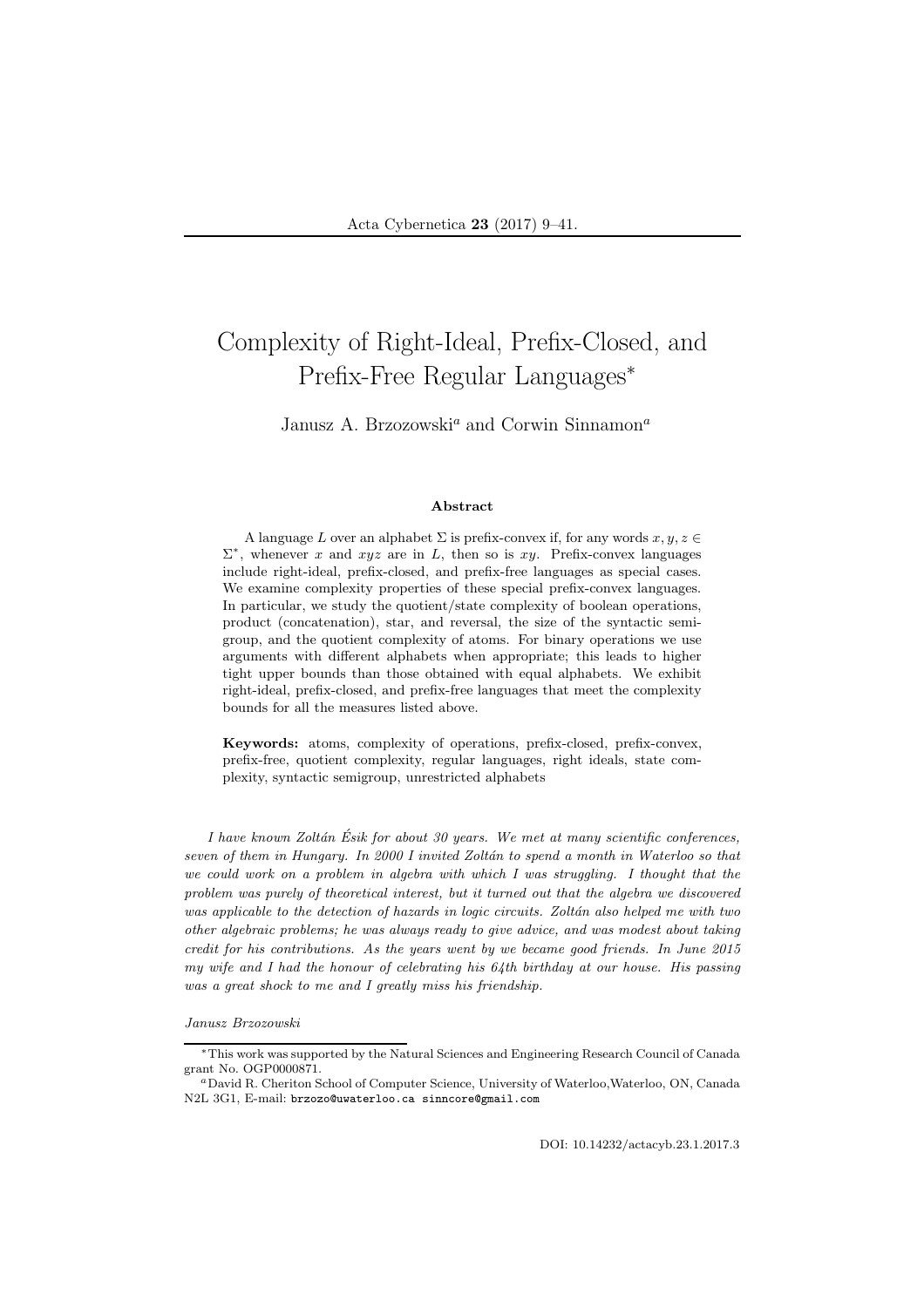# Complexity of Right-Ideal, Prefix-Closed, and Prefix-Free Regular Languages*

Janusz A. Brzozowski[a] and Corwin Sinnamon[a]

### Abstract

A language $L$ over an alphabet $\Sigma$ is prefix-convex if, for any words $x, y, z \in \Sigma^*$, whenever $x$ and $xyz$ are in $L$, then so is $xy$. Prefix-convex languages include right-ideal, prefix-closed, and prefix-free languages as special cases. We examine complexity properties of these special prefix-convex languages. In particular, we study the quotient/state complexity of boolean operations, product (concatenation), star, and reversal, the size of the syntactic semigroup, and the quotient complexity of atoms. For binary operations we use arguments with different alphabets when appropriate; this leads to higher tight upper bounds than those obtained with equal alphabets. We exhibit right-ideal, prefix-closed, and prefix-free languages that meet the complexity bounds for all the measures listed above.

**Keywords:** atoms, complexity of operations, prefix-closed, prefix-convex, prefix-free, quotient complexity, regular languages, right ideals, state complexity, syntactic semigroup, unrestricted alphabets

*I have known Zoltán Ésik for about 30 years. We met at many scientific conferences, seven of them in Hungary. In 2000 I invited Zoltán to spend a month in Waterloo so that we could work on a problem in algebra with which I was struggling. I thought that the problem was purely of theoretical interest, but it turned out that the algebra we discovered was applicable to the detection of hazards in logic circuits. Zoltán also helped me with two other algebraic problems; he was always ready to give advice, and was modest about taking credit for his contributions. As the years went by we became good friends. In June 2015 my wife and I had the honour of celebrating his 64th birthday at our house. His passing was a great shock to me and I greatly miss his friendship.*

*Janusz Brzozowski*

*This work was supported by the Natural Sciences and Engineering Research Council of Canada grant No. OGP0000871.

[a]David R. Cheriton School of Computer Science, University of Waterloo,Waterloo, ON, Canada N2L 3G1, E-mail: brzozo@uwaterloo.ca sinncore@gmail.com

DOI: 10.14232/actacyb.23.1.2017.3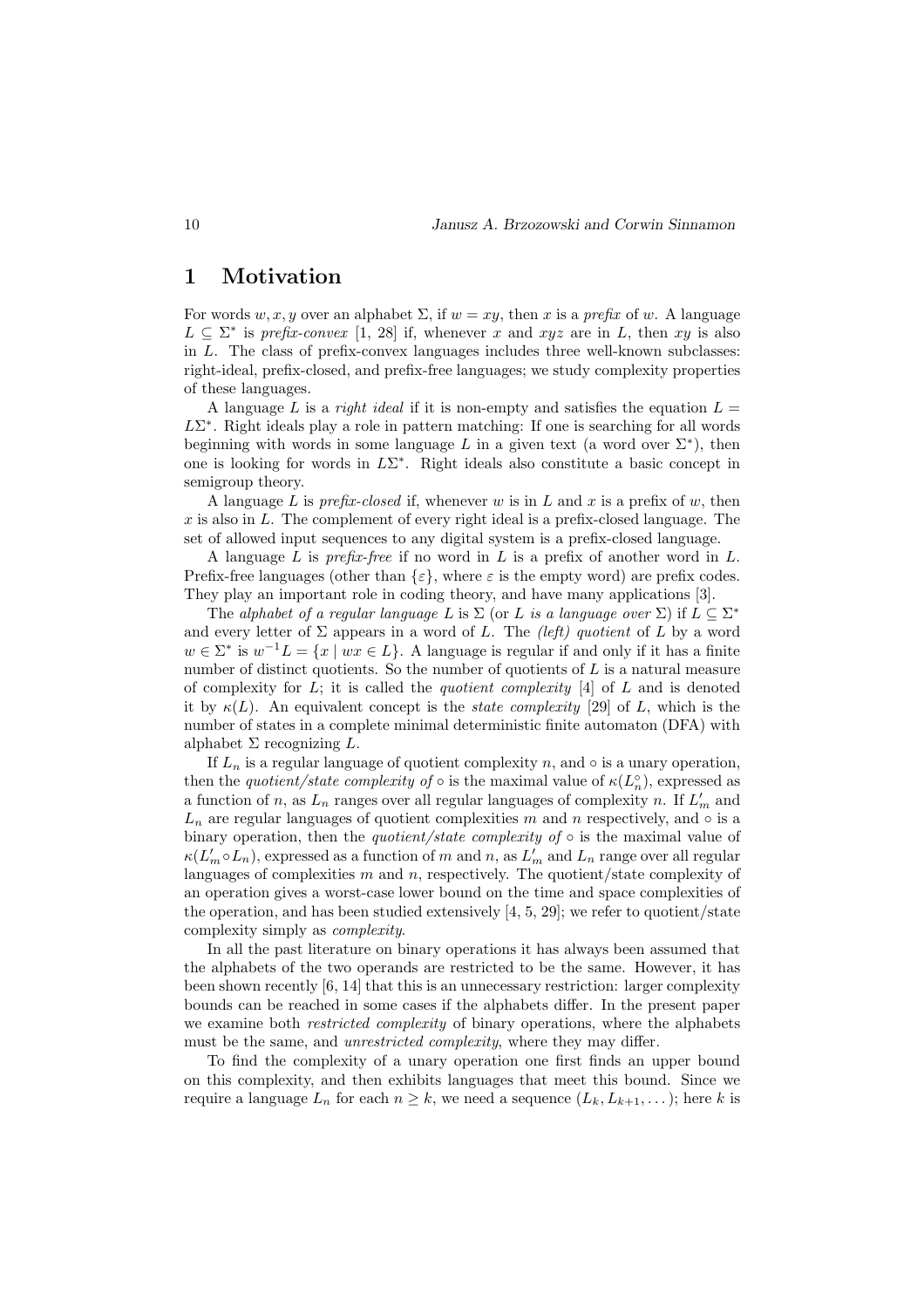## 1 Motivation

For words $w, x, y$ over an alphabet $\Sigma$, if $w = xy$, then $x$ is a *prefix* of $w$. A language $L \subseteq \Sigma^*$ is *prefix-convex* [1, 28] if, whenever $x$ and $xyz$ are in $L$, then $xy$ is also in $L$. The class of prefix-convex languages includes three well-known subclasses: right-ideal, prefix-closed, and prefix-free languages; we study complexity properties of these languages.

A language $L$ is a *right ideal* if it is non-empty and satisfies the equation $L = L\Sigma^*$. Right ideals play a role in pattern matching: If one is searching for all words beginning with words in some language $L$ in a given text (a word over $\Sigma^*$), then one is looking for words in $L\Sigma^*$. Right ideals also constitute a basic concept in semigroup theory.

A language $L$ is *prefix-closed* if, whenever $w$ is in $L$ and $x$ is a prefix of $w$, then $x$ is also in $L$. The complement of every right ideal is a prefix-closed language. The set of allowed input sequences to any digital system is a prefix-closed language.

A language $L$ is *prefix-free* if no word in $L$ is a prefix of another word in $L$. Prefix-free languages (other than $\{\varepsilon\}$, where $\varepsilon$ is the empty word) are prefix codes. They play an important role in coding theory, and have many applications [3].

The *alphabet of a regular language* $L$ is $\Sigma$ (or $L$ *is a language over* $\Sigma$) if $L \subseteq \Sigma^*$ and every letter of $\Sigma$ appears in a word of $L$. The *(left) quotient* of $L$ by a word $w \in \Sigma^*$ is $w^{-1}L = \{x \mid wx \in L\}$. A language is regular if and only if it has a finite number of distinct quotients. So the number of quotients of $L$ is a natural measure of complexity for $L$; it is called the *quotient complexity* [4] of $L$ and is denoted it by $\kappa(L)$. An equivalent concept is the *state complexity* [29] of $L$, which is the number of states in a complete minimal deterministic finite automaton (DFA) with alphabet $\Sigma$ recognizing $L$.

If $L_n$ is a regular language of quotient complexity $n$, and $\circ$ is a unary operation, then the *quotient/state complexity of* $\circ$ is the maximal value of $\kappa(L_n^\circ)$, expressed as a function of $n$, as $L_n$ ranges over all regular languages of complexity $n$. If $L'_m$ and $L_n$ are regular languages of quotient complexities $m$ and $n$ respectively, and $\circ$ is a binary operation, then the *quotient/state complexity of* $\circ$ is the maximal value of $\kappa(L'_m \circ L_n)$, expressed as a function of $m$ and $n$, as $L'_m$ and $L_n$ range over all regular languages of complexities $m$ and $n$, respectively. The quotient/state complexity of an operation gives a worst-case lower bound on the time and space complexities of the operation, and has been studied extensively [4, 5, 29]; we refer to quotient/state complexity simply as *complexity*.

In all the past literature on binary operations it has always been assumed that the alphabets of the two operands are restricted to be the same. However, it has been shown recently [6, 14] that this is an unnecessary restriction: larger complexity bounds can be reached in some cases if the alphabets differ. In the present paper we examine both *restricted complexity* of binary operations, where the alphabets must be the same, and *unrestricted complexity*, where they may differ.

To find the complexity of a unary operation one first finds an upper bound on this complexity, and then exhibits languages that meet this bound. Since we require a language $L_n$ for each $n \geq k$, we need a sequence $(L_k, L_{k+1}, \dots)$; here $k$ is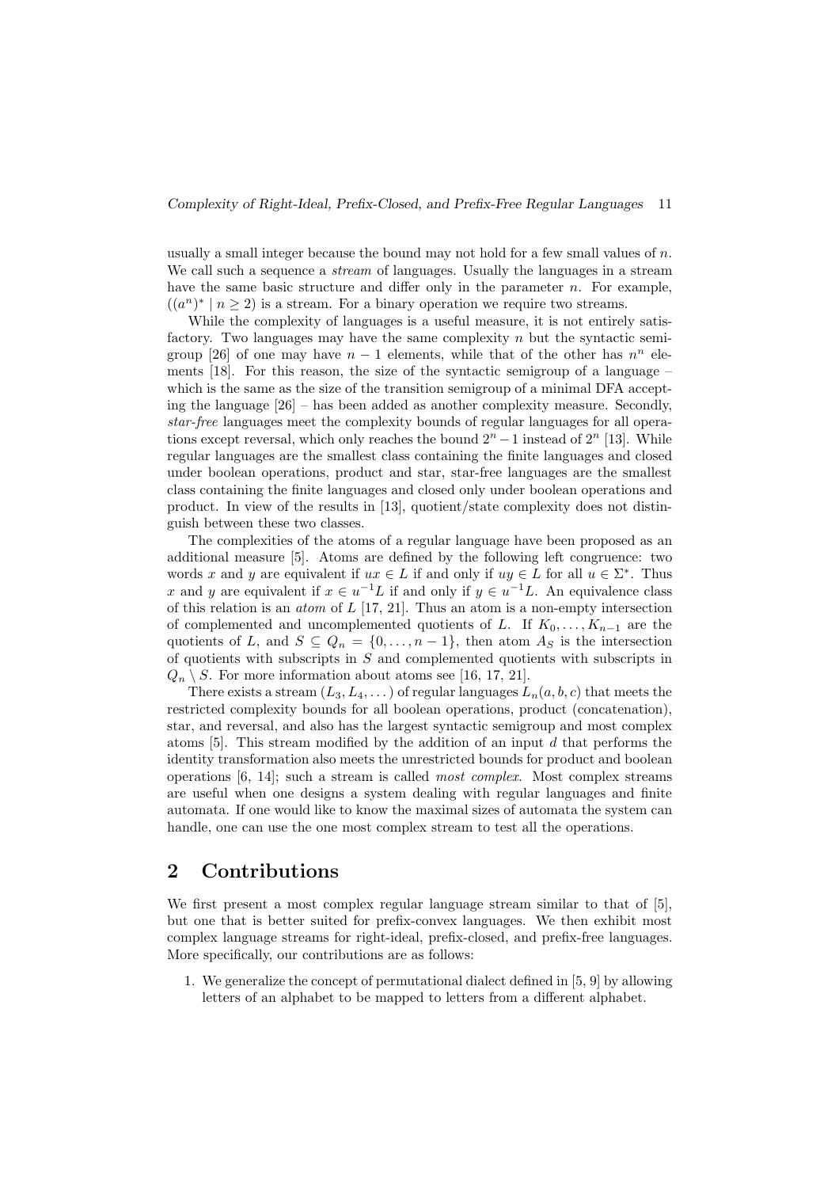usually a small integer because the bound may not hold for a few small values of $n$. We call such a sequence a *stream* of languages. Usually the languages in a stream have the same basic structure and differ only in the parameter $n$. For example, $((a^n)^* \mid n \geq 2)$ is a stream. For a binary operation we require two streams.

While the complexity of languages is a useful measure, it is not entirely satisfactory. Two languages may have the same complexity $n$ but the syntactic semigroup [26] of one may have $n-1$ elements, while that of the other has $n^n$ elements [18]. For this reason, the size of the syntactic semigroup of a language – which is the same as the size of the transition semigroup of a minimal DFA accepting the language [26] – has been added as another complexity measure. Secondly, *star-free* languages meet the complexity bounds of regular languages for all operations except reversal, which only reaches the bound $2^n - 1$ instead of $2^n$ [13]. While regular languages are the smallest class containing the finite languages and closed under boolean operations, product and star, star-free languages are the smallest class containing the finite languages and closed only under boolean operations and product. In view of the results in [13], quotient/state complexity does not distinguish between these two classes.

The complexities of the atoms of a regular language have been proposed as an additional measure [5]. Atoms are defined by the following left congruence: two words $x$ and $y$ are equivalent if $ux \in L$ if and only if $uy \in L$ for all $u \in \Sigma^*$. Thus $x$ and $y$ are equivalent if $x \in u^{-1}L$ if and only if $y \in u^{-1}L$. An equivalence class of this relation is an *atom* of $L$ [17, 21]. Thus an atom is a non-empty intersection of complemented and uncomplemented quotients of $L$. If $K_0, \dots, K_{n-1}$ are the quotients of $L$, and $S \subseteq Q_n = \{0, \dots, n-1\}$, then atom $A_S$ is the intersection of quotients with subscripts in $S$ and complemented quotients with subscripts in $Q_n \setminus S$. For more information about atoms see [16, 17, 21].

There exists a stream $(L_3, L_4, \dots)$ of regular languages $L_n(a, b, c)$ that meets the restricted complexity bounds for all boolean operations, product (concatenation), star, and reversal, and also has the largest syntactic semigroup and most complex atoms [5]. This stream modified by the addition of an input $d$ that performs the identity transformation also meets the unrestricted bounds for product and boolean operations [6, 14]; such a stream is called *most complex*. Most complex streams are useful when one designs a system dealing with regular languages and finite automata. If one would like to know the maximal sizes of automata the system can handle, one can use the one most complex stream to test all the operations.

## 2 Contributions

We first present a most complex regular language stream similar to that of [5], but one that is better suited for prefix-convex languages. We then exhibit most complex language streams for right-ideal, prefix-closed, and prefix-free languages. More specifically, our contributions are as follows:

1. We generalize the concept of permutational dialect defined in [5, 9] by allowing letters of an alphabet to be mapped to letters from a different alphabet.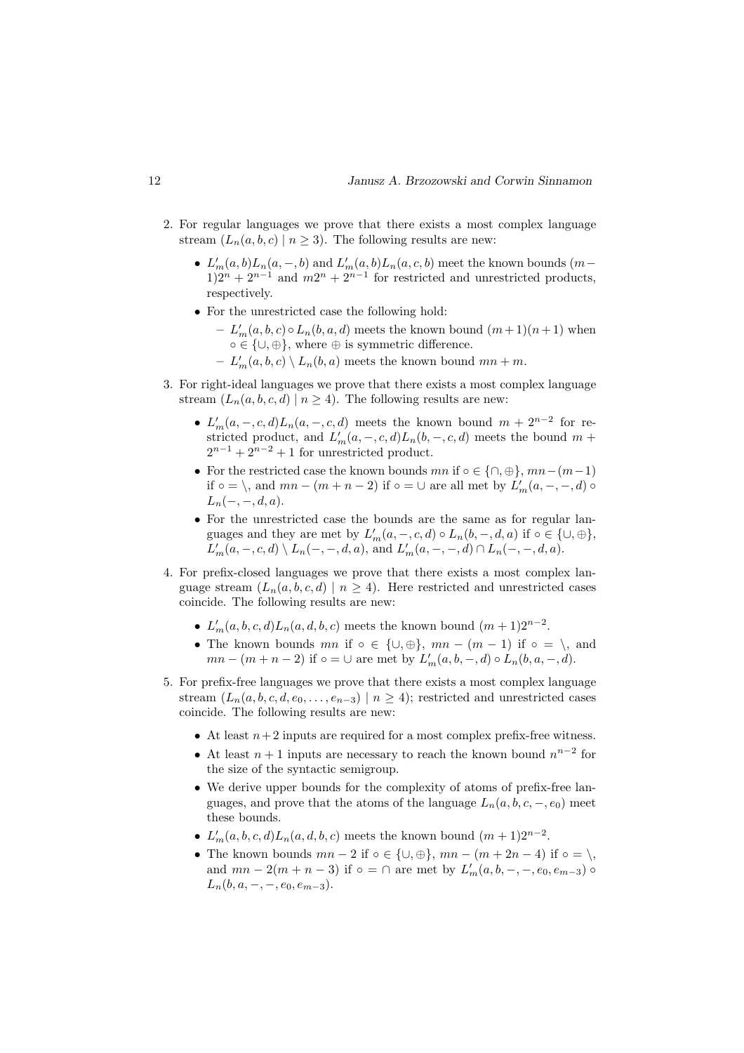2. For regular languages we prove that there exists a most complex language stream $(L_n(a,b,c) \mid n \ge 3)$. The following results are new:

   - $L'_m(a,b)L_n(a,-,b)$ and $L'_m(a,b)L_n(a,c,b)$ meet the known bounds $(m-1)2^n + 2^{n-1}$ and $m2^n + 2^{n-1}$ for restricted and unrestricted products, respectively.
   - For the unrestricted case the following hold:
     - $L'_m(a,b,c) \circ L_n(b,a,d)$ meets the known bound $(m+1)(n+1)$ when $\circ \in \{\cup, \oplus\}$, where $\oplus$ is symmetric difference.
     - $L'_m(a,b,c) \setminus L_n(b,a)$ meets the known bound $mn + m$.

3. For right-ideal languages we prove that there exists a most complex language stream $(L_n(a,b,c,d) \mid n \ge 4)$. The following results are new:

   - $L'_m(a,-,c,d)L_n(a,-,c,d)$ meets the known bound $m + 2^{n-2}$ for restricted product, and $L'_m(a,-,c,d)L_n(b,-,c,d)$ meets the bound $m + 2^{n-1} + 2^{n-2} + 1$ for unrestricted product.
   - For the restricted case the known bounds $mn$ if $\circ \in \{\cap, \oplus\}$, $mn-(m-1)$ if $\circ = \setminus$, and $mn-(m+n-2)$ if $\circ = \cup$ are all met by $L'_m(a,-,-,d) \circ L_n(-,-,d,a)$.
   - For the unrestricted case the bounds are the same as for regular languages and they are met by $L'_m(a,-,c,d) \circ L_n(b,-,d,a)$ if $\circ \in \{\cup, \oplus\}$, $L'_m(a,-,c,d) \setminus L_n(-,-,d,a)$, and $L'_m(a,-,-,d) \cap L_n(-,-,d,a)$.

4. For prefix-closed languages we prove that there exists a most complex language stream $(L_n(a,b,c,d) \mid n \ge 4)$. Here restricted and unrestricted cases coincide. The following results are new:

   - $L'_m(a,b,c,d)L_n(a,d,b,c)$ meets the known bound $(m+1)2^{n-2}$.
   - The known bounds $mn$ if $\circ \in \{\cup, \oplus\}$, $mn-(m-1)$ if $\circ = \setminus$, and $mn-(m+n-2)$ if $\circ = \cup$ are met by $L'_m(a,b,-,d) \circ L_n(b,a,-,d)$.

5. For prefix-free languages we prove that there exists a most complex language stream $(L_n(a,b,c,d,e_0,\dots,e_{n-3}) \mid n \ge 4)$; restricted and unrestricted cases coincide. The following results are new:

   - At least $n+2$ inputs are required for a most complex prefix-free witness.
   - At least $n+1$ inputs are necessary to reach the known bound $n^{n-2}$ for the size of the syntactic semigroup.
   - We derive upper bounds for the complexity of atoms of prefix-free languages, and prove that the atoms of the language $L_n(a,b,c,-,e_0)$ meet these bounds.
   - $L'_m(a,b,c,d)L_n(a,d,b,c)$ meets the known bound $(m+1)2^{n-2}$.
   - The known bounds $mn-2$ if $\circ \in \{\cup, \oplus\}$, $mn-(m+2n-4)$ if $\circ = \setminus$, and $mn-2(m+n-3)$ if $\circ = \cap$ are met by $L'_m(a,b,-,-,e_0,e_{m-3}) \circ L_n(b,a,-,-,e_0,e_{m-3})$.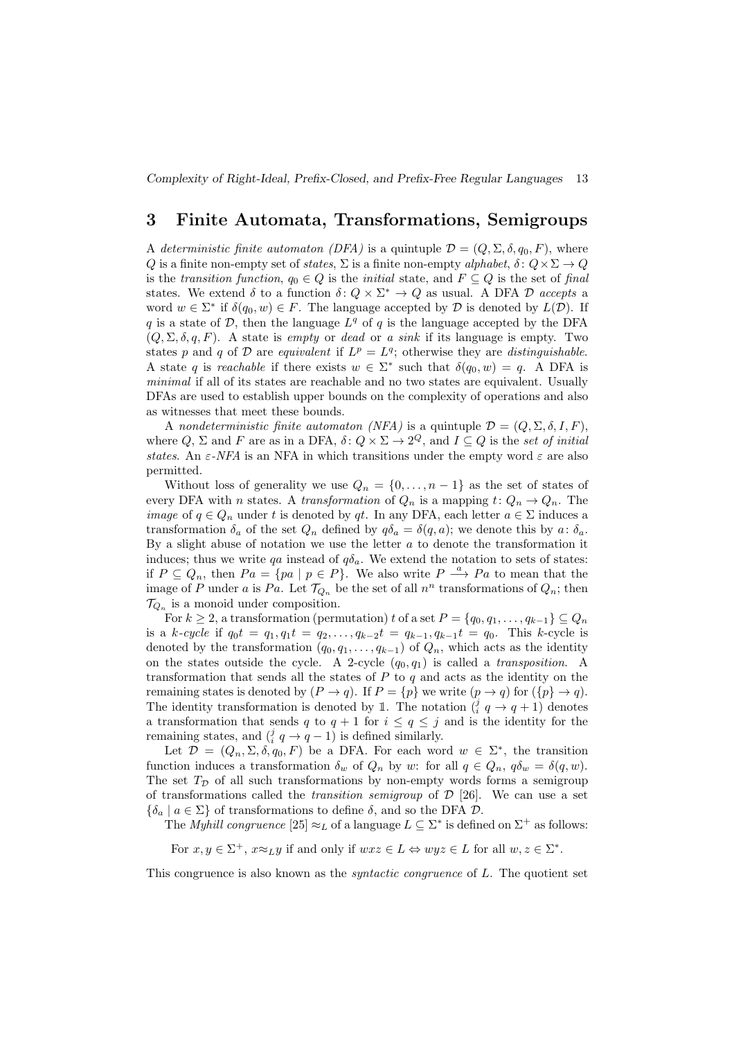## 3 Finite Automata, Transformations, Semigroups

A *deterministic finite automaton (DFA)* is a quintuple $\mathcal{D} = (Q, \Sigma, \delta, q_0, F)$, where $Q$ is a finite non-empty set of *states*, $\Sigma$ is a finite non-empty *alphabet*, $\delta \colon Q \times \Sigma \to Q$ is the *transition function*, $q_0 \in Q$ is the *initial* state, and $F \subseteq Q$ is the set of *final* states. We extend $\delta$ to a function $\delta \colon Q \times \Sigma^* \to Q$ as usual. A DFA $\mathcal{D}$ *accepts* a word $w \in \Sigma^*$ if $\delta(q_0, w) \in F$. The language accepted by $\mathcal{D}$ is denoted by $L(\mathcal{D})$. If $q$ is a state of $\mathcal{D}$, then the language $L^q$ of $q$ is the language accepted by the DFA $(Q, \Sigma, \delta, q, F)$. A state is *empty* or *dead* or *a sink* if its language is empty. Two states $p$ and $q$ of $\mathcal{D}$ are *equivalent* if $L^p = L^q$; otherwise they are *distinguishable*. A state $q$ is *reachable* if there exists $w \in \Sigma^*$ such that $\delta(q_0, w) = q$. A DFA is *minimal* if all of its states are reachable and no two states are equivalent. Usually DFAs are used to establish upper bounds on the complexity of operations and also as witnesses that meet these bounds.

A *nondeterministic finite automaton (NFA)* is a quintuple $\mathcal{D} = (Q, \Sigma, \delta, I, F)$, where $Q$, $\Sigma$ and $F$ are as in a DFA, $\delta \colon Q \times \Sigma \to 2^Q$, and $I \subseteq Q$ is the *set of initial states*. An $\varepsilon$*-NFA* is an NFA in which transitions under the empty word $\varepsilon$ are also permitted.

Without loss of generality we use $Q_n = \{0, \dots, n-1\}$ as the set of states of every DFA with $n$ states. A *transformation* of $Q_n$ is a mapping $t \colon Q_n \to Q_n$. The *image* of $q \in Q_n$ under $t$ is denoted by $qt$. In any DFA, each letter $a \in \Sigma$ induces a transformation $\delta_a$ of the set $Q_n$ defined by $q\delta_a = \delta(q, a)$; we denote this by $a \colon \delta_a$. By a slight abuse of notation we use the letter $a$ to denote the transformation it induces; thus we write $qa$ instead of $q\delta_a$. We extend the notation to sets of states: if $P \subseteq Q_n$, then $Pa = \{pa \mid p \in P\}$. We also write $P \xrightarrow{a} Pa$ to mean that the image of $P$ under $a$ is $Pa$. Let $\mathcal{T}_{Q_n}$ be the set of all $n^n$ transformations of $Q_n$; then $\mathcal{T}_{Q_n}$ is a monoid under composition.

For $k \ge 2$, a transformation (permutation) $t$ of a set $P = \{q_0, q_1, \dots, q_{k-1}\} \subseteq Q_n$ is a $k$*-cycle* if $q_0 t = q_1, q_1 t = q_2, \dots, q_{k-2} t = q_{k-1}, q_{k-1} t = q_0$. This $k$-cycle is denoted by the transformation $(q_0, q_1, \dots, q_{k-1})$ of $Q_n$, which acts as the identity on the states outside the cycle. A 2-cycle $(q_0, q_1)$ is called a *transposition*. A transformation that sends all the states of $P$ to $q$ and acts as the identity on the remaining states is denoted by $(P \to q)$. If $P = \{p\}$ we write $(p \to q)$ for $(\{p\} \to q)$. The identity transformation is denoted by $\mathbb{1}$. The notation $(_i^j\ q \to q+1)$ denotes a transformation that sends $q$ to $q+1$ for $i \le q \le j$ and is the identity for the remaining states, and $(_i^j\ q \to q-1)$ is defined similarly.

Let $\mathcal{D} = (Q_n, \Sigma, \delta, q_0, F)$ be a DFA. For each word $w \in \Sigma^*$, the transition function induces a transformation $\delta_w$ of $Q_n$ by $w$: for all $q \in Q_n$, $q\delta_w = \delta(q, w)$. The set $T_{\mathcal{D}}$ of all such transformations by non-empty words forms a semigroup of transformations called the *transition semigroup* of $\mathcal{D}$ [26]. We can use a set $\{\delta_a \mid a \in \Sigma\}$ of transformations to define $\delta$, and so the DFA $\mathcal{D}$.

The *Myhill congruence* [25] $\approx_L$ of a language $L \subseteq \Sigma^*$ is defined on $\Sigma^+$ as follows:

For $x, y \in \Sigma^+$, $x \approx_L y$ if and only if $wxz \in L \Leftrightarrow wyz \in L$ for all $w, z \in \Sigma^*$.

This congruence is also known as the *syntactic congruence* of $L$. The quotient set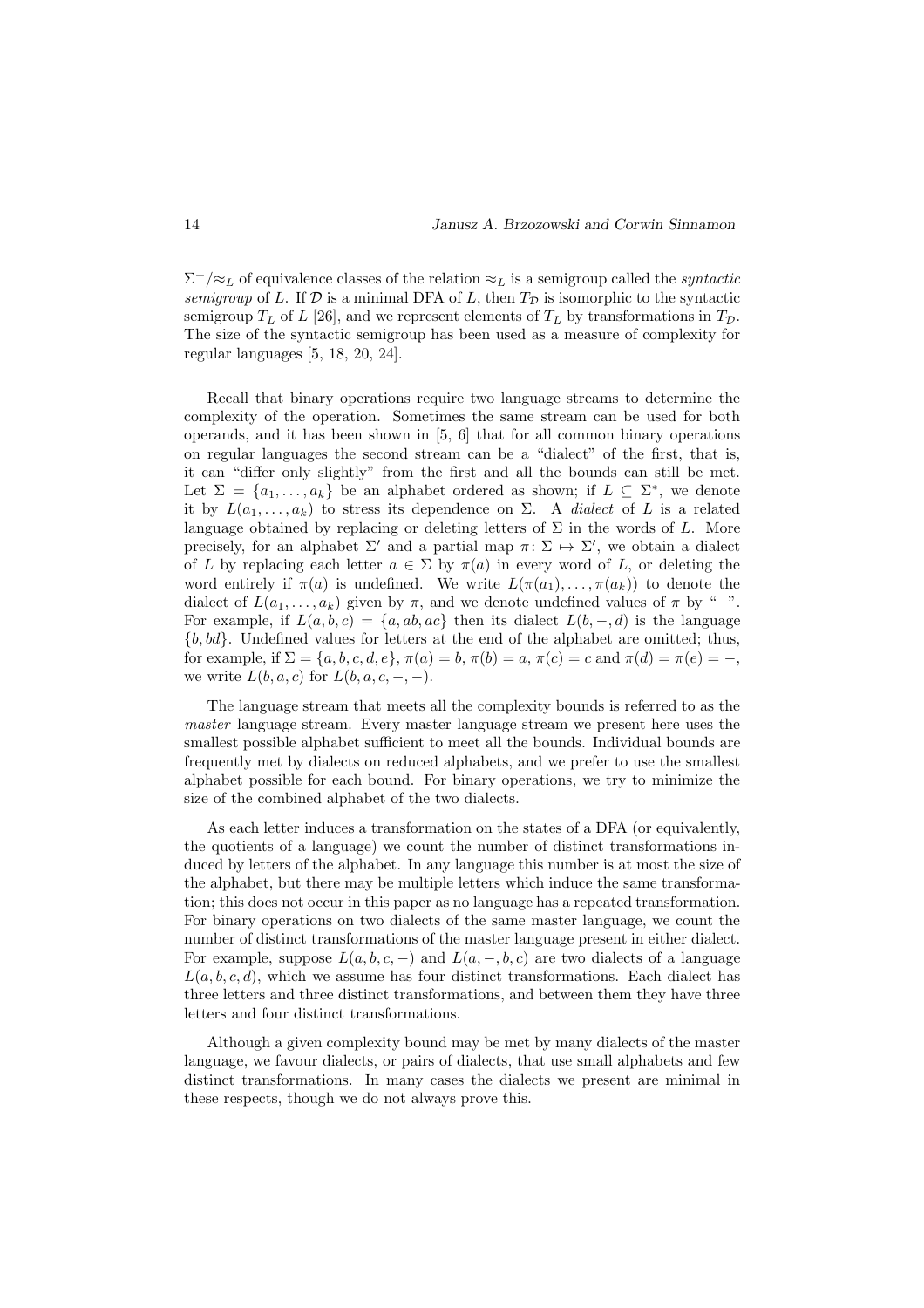$\Sigma^+/{\approx_L}$ of equivalence classes of the relation $\approx_L$ is a semigroup called the *syntactic semigroup* of $L$. If $\mathcal{D}$ is a minimal DFA of $L$, then $T_{\mathcal{D}}$ is isomorphic to the syntactic semigroup $T_L$ of $L$ [26], and we represent elements of $T_L$ by transformations in $T_{\mathcal{D}}$. The size of the syntactic semigroup has been used as a measure of complexity for regular languages [5, 18, 20, 24].

Recall that binary operations require two language streams to determine the complexity of the operation. Sometimes the same stream can be used for both operands, and it has been shown in [5, 6] that for all common binary operations on regular languages the second stream can be a "dialect" of the first, that is, it can "differ only slightly" from the first and all the bounds can still be met. Let $\Sigma = \{a_1, \dots, a_k\}$ be an alphabet ordered as shown; if $L \subseteq \Sigma^*$, we denote it by $L(a_1, \dots, a_k)$ to stress its dependence on $\Sigma$. A *dialect* of $L$ is a related language obtained by replacing or deleting letters of $\Sigma$ in the words of $L$. More precisely, for an alphabet $\Sigma'$ and a partial map $\pi\colon \Sigma \mapsto \Sigma'$, we obtain a dialect of $L$ by replacing each letter $a \in \Sigma$ by $\pi(a)$ in every word of $L$, or deleting the word entirely if $\pi(a)$ is undefined. We write $L(\pi(a_1), \dots, \pi(a_k))$ to denote the dialect of $L(a_1, \dots, a_k)$ given by $\pi$, and we denote undefined values of $\pi$ by "$-$". For example, if $L(a, b, c) = \{a, ab, ac\}$ then its dialect $L(b, -, d)$ is the language $\{b, bd\}$. Undefined values for letters at the end of the alphabet are omitted; thus, for example, if $\Sigma = \{a, b, c, d, e\}$, $\pi(a) = b$, $\pi(b) = a$, $\pi(c) = c$ and $\pi(d) = \pi(e) = -$, we write $L(b, a, c)$ for $L(b, a, c, -, -)$.

The language stream that meets all the complexity bounds is referred to as the *master* language stream. Every master language stream we present here uses the smallest possible alphabet sufficient to meet all the bounds. Individual bounds are frequently met by dialects on reduced alphabets, and we prefer to use the smallest alphabet possible for each bound. For binary operations, we try to minimize the size of the combined alphabet of the two dialects.

As each letter induces a transformation on the states of a DFA (or equivalently, the quotients of a language) we count the number of distinct transformations induced by letters of the alphabet. In any language this number is at most the size of the alphabet, but there may be multiple letters which induce the same transformation; this does not occur in this paper as no language has a repeated transformation. For binary operations on two dialects of the same master language, we count the number of distinct transformations of the master language present in either dialect. For example, suppose $L(a, b, c, -)$ and $L(a, -, b, c)$ are two dialects of a language $L(a, b, c, d)$, which we assume has four distinct transformations. Each dialect has three letters and three distinct transformations, and between them they have three letters and four distinct transformations.

Although a given complexity bound may be met by many dialects of the master language, we favour dialects, or pairs of dialects, that use small alphabets and few distinct transformations. In many cases the dialects we present are minimal in these respects, though we do not always prove this.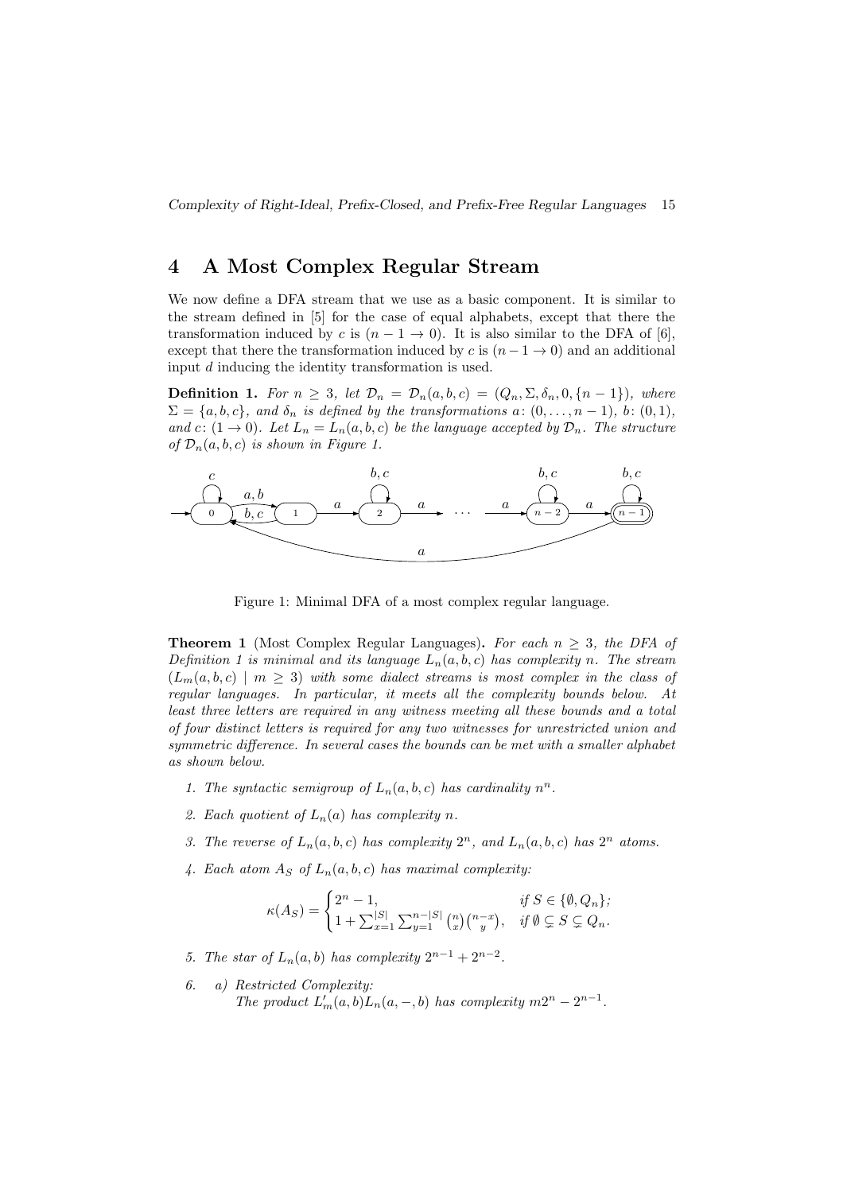## 4 A Most Complex Regular Stream

We now define a DFA stream that we use as a basic component. It is similar to the stream defined in [5] for the case of equal alphabets, except that there the transformation induced by $c$ is $(n-1 \to 0)$. It is also similar to the DFA of [6], except that there the transformation induced by $c$ is $(n-1 \to 0)$ and an additional input $d$ inducing the identity transformation is used.

**Definition 1.** *For $n \geq 3$, let $\mathcal{D}_n = \mathcal{D}_n(a,b,c) = (Q_n, \Sigma, \delta_n, 0, \{n-1\})$, where $\Sigma = \{a,b,c\}$, and $\delta_n$ is defined by the transformations $a\colon (0,\dots,n-1)$, $b\colon (0,1)$, and $c\colon (1 \to 0)$. Let $L_n = L_n(a,b,c)$ be the language accepted by $\mathcal{D}_n$. The structure of $\mathcal{D}_n(a,b,c)$ is shown in Figure 1.*

Figure 1: Minimal DFA of a most complex regular language.

**Theorem 1** (Most Complex Regular Languages)**.** *For each $n \geq 3$, the DFA of Definition 1 is minimal and its language $L_n(a,b,c)$ has complexity $n$. The stream $(L_m(a,b,c) \mid m \geq 3)$ with some dialect streams is most complex in the class of regular languages. In particular, it meets all the complexity bounds below. At least three letters are required in any witness meeting all these bounds and a total of four distinct letters is required for any two witnesses for unrestricted union and symmetric difference. In several cases the bounds can be met with a smaller alphabet as shown below.*

1. *The syntactic semigroup of $L_n(a,b,c)$ has cardinality $n^n$.*
2. *Each quotient of $L_n(a)$ has complexity $n$.*
3. *The reverse of $L_n(a,b,c)$ has complexity $2^n$, and $L_n(a,b,c)$ has $2^n$ atoms.*
4. *Each atom $A_S$ of $L_n(a,b,c)$ has maximal complexity:*

$$\kappa(A_S) = \begin{cases} 2^n - 1, & \text{if } S \in \{\emptyset, Q_n\}; \\ 1 + \sum_{x=1}^{|S|} \sum_{y=1}^{n-|S|} \binom{n}{x}\binom{n-x}{y}, & \text{if } \emptyset \subsetneq S \subsetneq Q_n. \end{cases}$$

5. *The star of $L_n(a,b)$ has complexity $2^{n-1} + 2^{n-2}$.*
6. *a) Restricted Complexity:*
   *The product $L'_m(a,b)L_n(a,-,b)$ has complexity $m2^n - 2^{n-1}$.*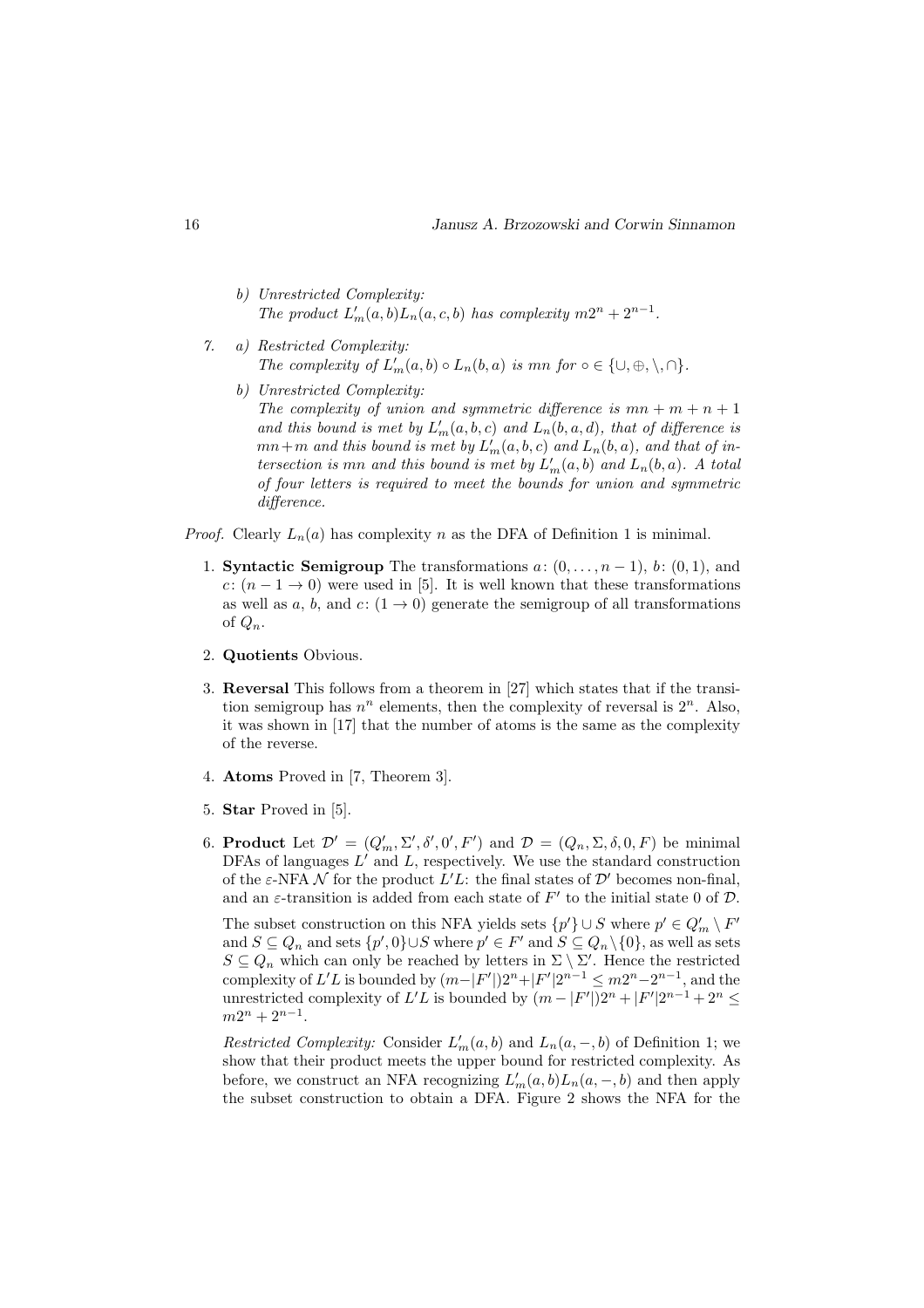b) *Unrestricted Complexity:*
   *The product $L'_m(a,b)L_n(a,c,b)$ has complexity $m2^n + 2^{n-1}$.*

7. a) *Restricted Complexity:*
   *The complexity of $L'_m(a,b) \circ L_n(b,a)$ is $mn$ for $\circ \in \{\cup, \oplus, \setminus, \cap\}$.*

   b) *Unrestricted Complexity:*
   *The complexity of union and symmetric difference is $mn + m + n + 1$ and this bound is met by $L'_m(a,b,c)$ and $L_n(b,a,d)$, that of difference is $mn + m$ and this bound is met by $L'_m(a,b,c)$ and $L_n(b,a)$, and that of intersection is $mn$ and this bound is met by $L'_m(a,b)$ and $L_n(b,a)$. A total of four letters is required to meet the bounds for union and symmetric difference.*

*Proof.* Clearly $L_n(a)$ has complexity $n$ as the DFA of Definition 1 is minimal.

1. **Syntactic Semigroup** The transformations $a\colon (0,\dots,n-1)$, $b\colon (0,1)$, and $c\colon (n-1 \to 0)$ were used in [5]. It is well known that these transformations as well as $a$, $b$, and $c\colon (1 \to 0)$ generate the semigroup of all transformations of $Q_n$.

2. **Quotients** Obvious.

3. **Reversal** This follows from a theorem in [27] which states that if the transition semigroup has $n^n$ elements, then the complexity of reversal is $2^n$. Also, it was shown in [17] that the number of atoms is the same as the complexity of the reverse.

4. **Atoms** Proved in [7, Theorem 3].

5. **Star** Proved in [5].

6. **Product** Let $\mathcal{D}' = (Q'_m, \Sigma', \delta', 0', F')$ and $\mathcal{D} = (Q_n, \Sigma, \delta, 0, F)$ be minimal DFAs of languages $L'$ and $L$, respectively. We use the standard construction of the $\varepsilon$-NFA $\mathcal{N}$ for the product $L'L$: the final states of $\mathcal{D}'$ becomes non-final, and an $\varepsilon$-transition is added from each state of $F'$ to the initial state 0 of $\mathcal{D}$.

   The subset construction on this NFA yields sets $\{p'\} \cup S$ where $p' \in Q'_m \setminus F'$ and $S \subseteq Q_n$ and sets $\{p', 0\} \cup S$ where $p' \in F'$ and $S \subseteq Q_n \setminus \{0\}$, as well as sets $S \subseteq Q_n$ which can only be reached by letters in $\Sigma \setminus \Sigma'$. Hence the restricted complexity of $L'L$ is bounded by $(m - |F'|)2^n + |F'|2^{n-1} \le m2^n - 2^{n-1}$, and the unrestricted complexity of $L'L$ is bounded by $(m - |F'|)2^n + |F'|2^{n-1} + 2^n \le m2^n + 2^{n-1}$.

   *Restricted Complexity:* Consider $L'_m(a,b)$ and $L_n(a,-,b)$ of Definition 1; we show that their product meets the upper bound for restricted complexity. As before, we construct an NFA recognizing $L'_m(a,b)L_n(a,-,b)$ and then apply the subset construction to obtain a DFA. Figure 2 shows the NFA for the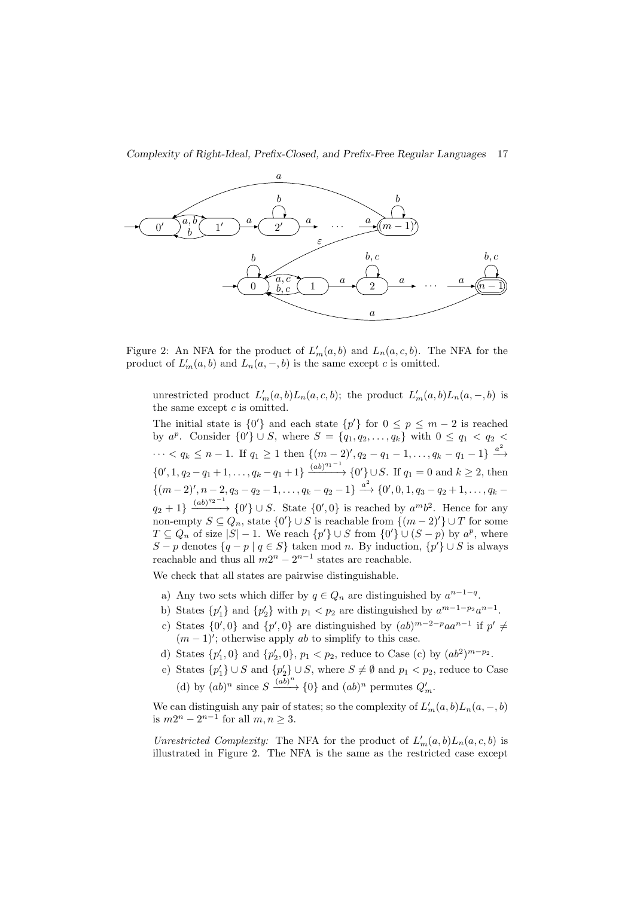Figure 2: An NFA for the product of $L'_m(a,b)$ and $L_n(a,c,b)$. The NFA for the product of $L'_m(a,b)$ and $L_n(a,-,b)$ is the same except $c$ is omitted.

unrestricted product $L'_m(a,b)L_n(a,c,b)$; the product $L'_m(a,b)L_n(a,-,b)$ is the same except $c$ is omitted.

The initial state is $\{0'\}$ and each state $\{p'\}$ for $0 \le p \le m-2$ is reached by $a^p$. Consider $\{0'\} \cup S$, where $S = \{q_1, q_2, \ldots, q_k\}$ with $0 \le q_1 < q_2 < \cdots < q_k \le n-1$. If $q_1 \ge 1$ then $\{(m-2)', q_2 - q_1 - 1, \ldots, q_k - q_1 - 1\} \xrightarrow{a^2} \{0', 1, q_2 - q_1 + 1, \ldots, q_k - q_1 + 1\} \xrightarrow{(ab)^{q_1 - 1}} \{0'\} \cup S$. If $q_1 = 0$ and $k \ge 2$, then $\{(m-2)', n-2, q_3 - q_2 - 1, \ldots, q_k - q_2 - 1\} \xrightarrow{a^2} \{0', 0, 1, q_3 - q_2 + 1, \ldots, q_k - q_2 + 1\} \xrightarrow{(ab)^{q_2 - 1}} \{0'\} \cup S$. State $\{0', 0\}$ is reached by $a^m b^2$. Hence for any non-empty $S \subseteq Q_n$, state $\{0'\} \cup S$ is reachable from $\{(m-2)'\} \cup T$ for some $T \subseteq Q_n$ of size $|S| - 1$. We reach $\{p'\} \cup S$ from $\{0'\} \cup (S - p)$ by $a^p$, where $S - p$ denotes $\{q - p \mid q \in S\}$ taken mod $n$. By induction, $\{p'\} \cup S$ is always reachable and thus all $m2^n - 2^{n-1}$ states are reachable.

We check that all states are pairwise distinguishable.

a) Any two sets which differ by $q \in Q_n$ are distinguished by $a^{n-1-q}$.
b) States $\{p'_1\}$ and $\{p'_2\}$ with $p_1 < p_2$ are distinguished by $a^{m-1-p_2} a^{n-1}$.
c) States $\{0', 0\}$ and $\{p', 0\}$ are distinguished by $(ab)^{m-2-p} aa^{n-1}$ if $p' \ne (m-1)'$; otherwise apply $ab$ to simplify to this case.
d) States $\{p'_1, 0\}$ and $\{p'_2, 0\}$, $p_1 < p_2$, reduce to Case (c) by $(ab^2)^{m-p_2}$.
e) States $\{p'_1\} \cup S$ and $\{p'_2\} \cup S$, where $S \ne \emptyset$ and $p_1 < p_2$, reduce to Case (d) by $(ab)^n$ since $S \xrightarrow{(ab)^n} \{0\}$ and $(ab)^n$ permutes $Q'_m$.

We can distinguish any pair of states; so the complexity of $L'_m(a,b)L_n(a,-,b)$ is $m2^n - 2^{n-1}$ for all $m, n \ge 3$.

*Unrestricted Complexity:* The NFA for the product of $L'_m(a,b)L_n(a,c,b)$ is illustrated in Figure 2. The NFA is the same as the restricted case except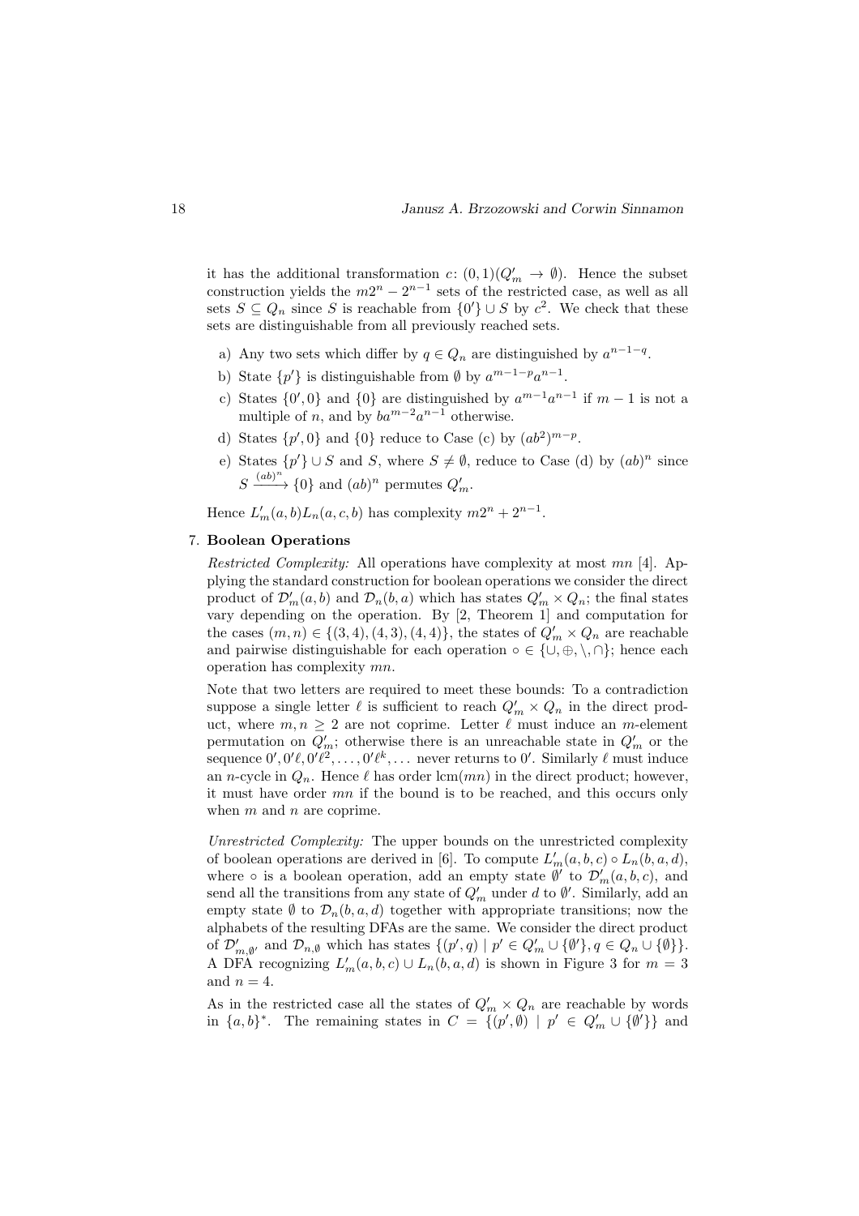it has the additional transformation $c$: $(0,1)(Q'_m \to \emptyset)$. Hence the subset construction yields the $m2^n - 2^{n-1}$ sets of the restricted case, as well as all sets $S \subseteq Q_n$ since $S$ is reachable from $\{0'\} \cup S$ by $c^2$. We check that these sets are distinguishable from all previously reached sets.

a) Any two sets which differ by $q \in Q_n$ are distinguished by $a^{n-1-q}$.
b) State $\{p'\}$ is distinguishable from $\emptyset$ by $a^{m-1-p}a^{n-1}$.
c) States $\{0', 0\}$ and $\{0\}$ are distinguished by $a^{m-1}a^{n-1}$ if $m-1$ is not a multiple of $n$, and by $ba^{m-2}a^{n-1}$ otherwise.
d) States $\{p', 0\}$ and $\{0\}$ reduce to Case (c) by $(ab^2)^{m-p}$.
e) States $\{p'\} \cup S$ and $S$, where $S \neq \emptyset$, reduce to Case (d) by $(ab)^n$ since $S \xrightarrow{(ab)^n} \{0\}$ and $(ab)^n$ permutes $Q'_m$.

Hence $L'_m(a,b)L_n(a,c,b)$ has complexity $m2^n + 2^{n-1}$.

7. **Boolean Operations**

*Restricted Complexity:* All operations have complexity at most $mn$ [4]. Applying the standard construction for boolean operations we consider the direct product of $\mathcal{D}'_m(a,b)$ and $\mathcal{D}_n(b,a)$ which has states $Q'_m \times Q_n$; the final states vary depending on the operation. By [2, Theorem 1] and computation for the cases $(m,n) \in \{(3,4),(4,3),(4,4)\}$, the states of $Q'_m \times Q_n$ are reachable and pairwise distinguishable for each operation $\circ \in \{\cup, \oplus, \setminus, \cap\}$; hence each operation has complexity $mn$.

Note that two letters are required to meet these bounds: To a contradiction suppose a single letter $\ell$ is sufficient to reach $Q'_m \times Q_n$ in the direct product, where $m,n \geq 2$ are not coprime. Letter $\ell$ must induce an $m$-element permutation on $Q'_m$; otherwise there is an unreachable state in $Q'_m$ or the sequence $0', 0'\ell, 0'\ell^2, \ldots, 0'\ell^k, \ldots$ never returns to $0'$. Similarly $\ell$ must induce an $n$-cycle in $Q_n$. Hence $\ell$ has order $\operatorname{lcm}(mn)$ in the direct product; however, it must have order $mn$ if the bound is to be reached, and this occurs only when $m$ and $n$ are coprime.

*Unrestricted Complexity:* The upper bounds on the unrestricted complexity of boolean operations are derived in [6]. To compute $L'_m(a,b,c) \circ L_n(b,a,d)$, where $\circ$ is a boolean operation, add an empty state $\emptyset'$ to $\mathcal{D}'_m(a,b,c)$, and send all the transitions from any state of $Q'_m$ under $d$ to $\emptyset'$. Similarly, add an empty state $\emptyset$ to $\mathcal{D}_n(b,a,d)$ together with appropriate transitions; now the alphabets of the resulting DFAs are the same. We consider the direct product of $\mathcal{D}'_{m,\emptyset'}$ and $\mathcal{D}_{n,\emptyset}$ which has states $\{(p',q) \mid p' \in Q'_m \cup \{\emptyset'\}, q \in Q_n \cup \{\emptyset\}\}$. A DFA recognizing $L'_m(a,b,c) \cup L_n(b,a,d)$ is shown in Figure 3 for $m = 3$ and $n = 4$.

As in the restricted case all the states of $Q'_m \times Q_n$ are reachable by words in $\{a,b\}^*$. The remaining states in $C = \{(p', \emptyset) \mid p' \in Q'_m \cup \{\emptyset'\}\}$ and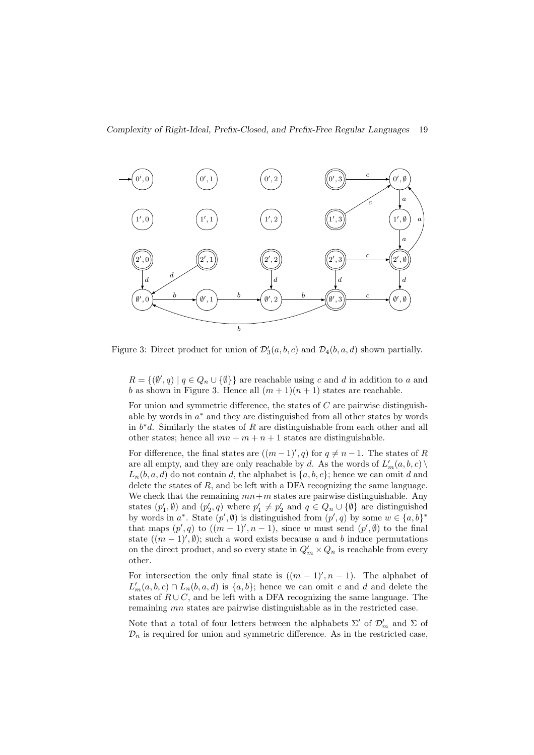Figure 3: Direct product for union of $\mathcal{D}'_3(a,b,c)$ and $\mathcal{D}_4(b,a,d)$ shown partially.

$R = \{(\emptyset', q) \mid q \in Q_n \cup \{\emptyset\}\}$ are reachable using $c$ and $d$ in addition to $a$ and $b$ as shown in Figure 3. Hence all $(m+1)(n+1)$ states are reachable.

For union and symmetric difference, the states of $C$ are pairwise distinguishable by words in $a^*$ and they are distinguished from all other states by words in $b^*d$. Similarly the states of $R$ are distinguishable from each other and all other states; hence all $mn + m + n + 1$ states are distinguishable.

For difference, the final states are $((m-1)', q)$ for $q \neq n-1$. The states of $R$ are all empty, and they are only reachable by $d$. As the words of $L'_m(a,b,c) \setminus L_n(b,a,d)$ do not contain $d$, the alphabet is $\{a,b,c\}$; hence we can omit $d$ and delete the states of $R$, and be left with a DFA recognizing the same language. We check that the remaining $mn+m$ states are pairwise distinguishable. Any states $(p'_1, \emptyset)$ and $(p'_2, q)$ where $p'_1 \neq p'_2$ and $q \in Q_n \cup \{\emptyset\}$ are distinguished by words in $a^*$. State $(p', \emptyset)$ is distinguished from $(p', q)$ by some $w \in \{a,b\}^*$ that maps $(p', q)$ to $((m-1)', n-1)$, since $w$ must send $(p', \emptyset)$ to the final state $((m-1)', \emptyset)$; such a word exists because $a$ and $b$ induce permutations on the direct product, and so every state in $Q'_m \times Q_n$ is reachable from every other.

For intersection the only final state is $((m-1)', n-1)$. The alphabet of $L'_m(a,b,c) \cap L_n(b,a,d)$ is $\{a,b\}$; hence we can omit $c$ and $d$ and delete the states of $R \cup C$, and be left with a DFA recognizing the same language. The remaining $mn$ states are pairwise distinguishable as in the restricted case.

Note that a total of four letters between the alphabets $\Sigma'$ of $\mathcal{D}'_m$ and $\Sigma$ of $\mathcal{D}_n$ is required for union and symmetric difference. As in the restricted case,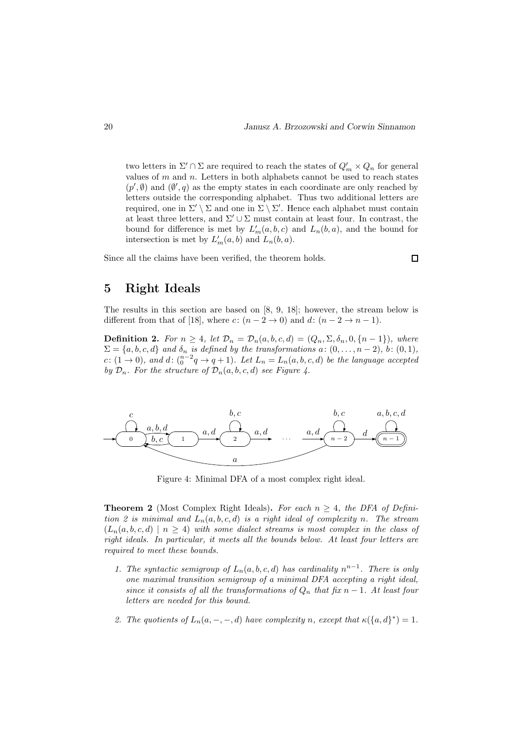two letters in $\Sigma' \cap \Sigma$ are required to reach the states of $Q'_m \times Q_n$ for general values of $m$ and $n$. Letters in both alphabets cannot be used to reach states $(p', \emptyset)$ and $(\emptyset', q)$ as the empty states in each coordinate are only reached by letters outside the corresponding alphabet. Thus two additional letters are required, one in $\Sigma' \setminus \Sigma$ and one in $\Sigma \setminus \Sigma'$. Hence each alphabet must contain at least three letters, and $\Sigma' \cup \Sigma$ must contain at least four. In contrast, the bound for difference is met by $L'_m(a, b, c)$ and $L_n(b, a)$, and the bound for intersection is met by $L'_m(a, b)$ and $L_n(b, a)$.

Since all the claims have been verified, the theorem holds. □

## 5 Right Ideals

The results in this section are based on [8, 9, 18]; however, the stream below is different from that of [18], where $c\colon (n-2 \to 0)$ and $d\colon (n-2 \to n-1)$.

**Definition 2.** *For $n \geq 4$, let $\mathcal{D}_n = \mathcal{D}_n(a, b, c, d) = (Q_n, \Sigma, \delta_n, 0, \{n-1\})$, where $\Sigma = \{a, b, c, d\}$ and $\delta_n$ is defined by the transformations $a\colon (0, \dots, n-2)$, $b\colon (0, 1)$, $c\colon (1 \to 0)$, and $d\colon ({}_0^{n-2} q \to q+1)$. Let $L_n = L_n(a, b, c, d)$ be the language accepted by $\mathcal{D}_n$. For the structure of $\mathcal{D}_n(a, b, c, d)$ see Figure 4.*

Figure 4: Minimal DFA of a most complex right ideal.

**Theorem 2** (Most Complex Right Ideals)**.** *For each $n \geq 4$, the DFA of Definition 2 is minimal and $L_n(a, b, c, d)$ is a right ideal of complexity $n$. The stream $(L_n(a, b, c, d) \mid n \geq 4)$ with some dialect streams is most complex in the class of right ideals. In particular, it meets all the bounds below. At least four letters are required to meet these bounds.*

1. *The syntactic semigroup of $L_n(a, b, c, d)$ has cardinality $n^{n-1}$. There is only one maximal transition semigroup of a minimal DFA accepting a right ideal, since it consists of all the transformations of $Q_n$ that fix $n-1$. At least four letters are needed for this bound.*

2. *The quotients of $L_n(a, -, -, d)$ have complexity $n$, except that $\kappa(\{a, d\}^*) = 1$.*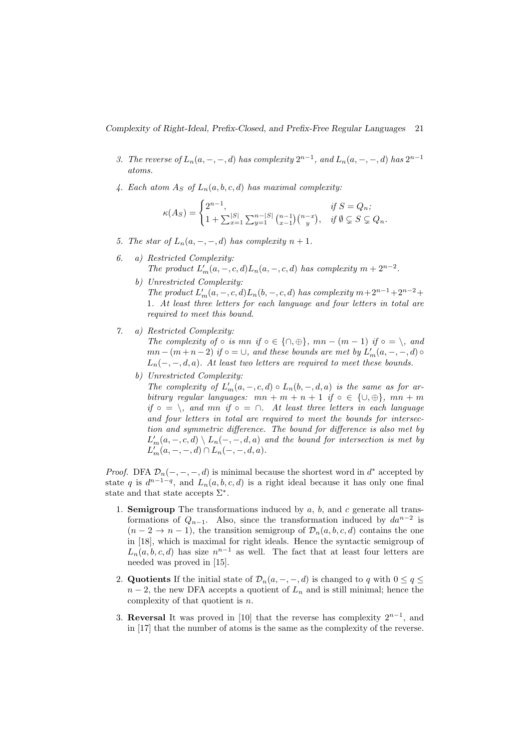3. *The reverse of $L_n(a,-,-,d)$ has complexity $2^{n-1}$, and $L_n(a,-,-,d)$ has $2^{n-1}$ atoms.*
4. *Each atom $A_S$ of $L_n(a,b,c,d)$ has maximal complexity:*

$$\kappa(A_S) = \begin{cases} 2^{n-1}, & \text{if } S = Q_n; \\ 1 + \sum_{x=1}^{|S|} \sum_{y=1}^{n-|S|} \binom{n-1}{x-1}\binom{n-x}{y}, & \text{if } \emptyset \subsetneq S \subsetneq Q_n. \end{cases}$$

5. *The star of $L_n(a,-,-,d)$ has complexity $n+1$.*
6. *a) Restricted Complexity:*
   *The product $L'_m(a,-,c,d)L_n(a,-,c,d)$ has complexity $m + 2^{n-2}$.*

   *b) Unrestricted Complexity:*
   *The product $L'_m(a,-,c,d)L_n(b,-,c,d)$ has complexity $m+2^{n-1}+2^{n-2}+1$. At least three letters for each language and four letters in total are required to meet this bound.*
7. *a) Restricted Complexity:*
   *The complexity of $\circ$ is $mn$ if $\circ \in \{\cap, \oplus\}$, $mn-(m-1)$ if $\circ = \setminus$, and $mn-(m+n-2)$ if $\circ = \cup$, and these bounds are met by $L'_m(a,-,-,d) \circ L_n(-,-,d,a)$. At least two letters are required to meet these bounds.*

   *b) Unrestricted Complexity:*
   *The complexity of $L'_m(a,-,c,d) \circ L_n(b,-,d,a)$ is the same as for arbitrary regular languages: $mn+m+n+1$ if $\circ \in \{\cup, \oplus\}$, $mn+m$ if $\circ = \setminus$, and $mn$ if $\circ = \cap$. At least three letters in each language and four letters in total are required to meet the bounds for intersection and symmetric difference. The bound for difference is also met by $L'_m(a,-,c,d) \setminus L_n(-,-,d,a)$ and the bound for intersection is met by $L'_m(a,-,-,d) \cap L_n(-,-,d,a)$.*

*Proof.* DFA $\mathcal{D}_n(-,-,-,d)$ is minimal because the shortest word in $d^*$ accepted by state $q$ is $d^{n-1-q}$, and $L_n(a,b,c,d)$ is a right ideal because it has only one final state and that state accepts $\Sigma^*$.

1. **Semigroup** The transformations induced by $a$, $b$, and $c$ generate all transformations of $Q_{n-1}$. Also, since the transformation induced by $da^{n-2}$ is $(n-2 \to n-1)$, the transition semigroup of $\mathcal{D}_n(a,b,c,d)$ contains the one in [18], which is maximal for right ideals. Hence the syntactic semigroup of $L_n(a,b,c,d)$ has size $n^{n-1}$ as well. The fact that at least four letters are needed was proved in [15].
2. **Quotients** If the initial state of $\mathcal{D}_n(a,-,-,d)$ is changed to $q$ with $0 \le q \le n-2$, the new DFA accepts a quotient of $L_n$ and is still minimal; hence the complexity of that quotient is $n$.
3. **Reversal** It was proved in [10] that the reverse has complexity $2^{n-1}$, and in [17] that the number of atoms is the same as the complexity of the reverse.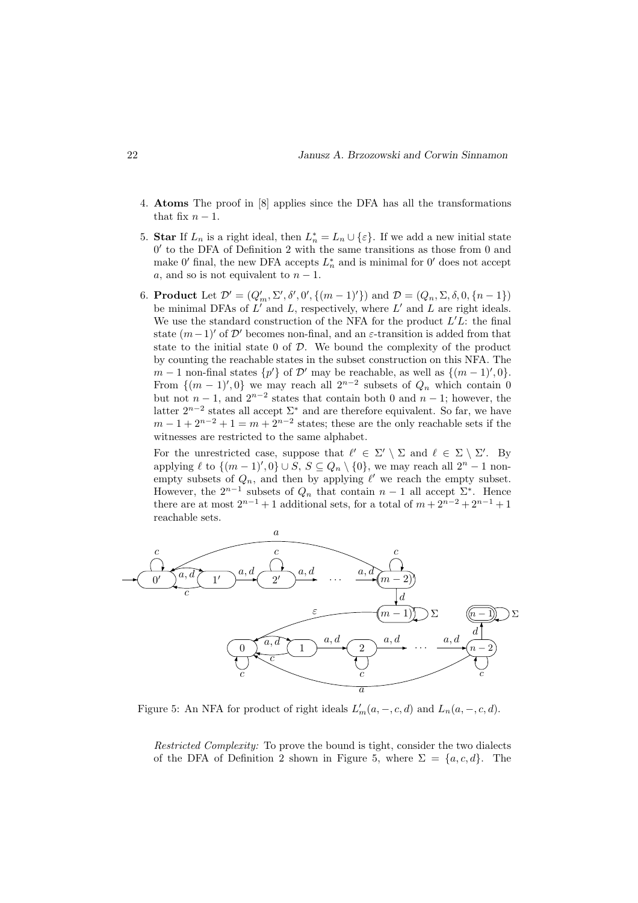4. **Atoms** The proof in [8] applies since the DFA has all the transformations that fix $n-1$.

5. **Star** If $L_n$ is a right ideal, then $L_n^* = L_n \cup \{\varepsilon\}$. If we add a new initial state $0'$ to the DFA of Definition 2 with the same transitions as those from 0 and make $0'$ final, the new DFA accepts $L_n^*$ and is minimal for $0'$ does not accept $a$, and so is not equivalent to $n-1$.

6. **Product** Let $\mathcal{D}' = (Q'_m, \Sigma', \delta', 0', \{(m-1)'\})$ and $\mathcal{D} = (Q_n, \Sigma, \delta, 0, \{n-1\})$ be minimal DFAs of $L'$ and $L$, respectively, where $L'$ and $L$ are right ideals. We use the standard construction of the NFA for the product $L'L$: the final state $(m-1)'$ of $\mathcal{D}'$ becomes non-final, and an $\varepsilon$-transition is added from that state to the initial state 0 of $\mathcal{D}$. We bound the complexity of the product by counting the reachable states in the subset construction on this NFA. The $m-1$ non-final states $\{p'\}$ of $\mathcal{D}'$ may be reachable, as well as $\{(m-1)', 0\}$. From $\{(m-1)', 0\}$ we may reach all $2^{n-2}$ subsets of $Q_n$ which contain 0 but not $n-1$, and $2^{n-2}$ states that contain both 0 and $n-1$; however, the latter $2^{n-2}$ states all accept $\Sigma^*$ and are therefore equivalent. So far, we have $m - 1 + 2^{n-2} + 1 = m + 2^{n-2}$ states; these are the only reachable sets if the witnesses are restricted to the same alphabet.

   For the unrestricted case, suppose that $\ell' \in \Sigma' \setminus \Sigma$ and $\ell \in \Sigma \setminus \Sigma'$. By applying $\ell$ to $\{(m-1)', 0\} \cup S$, $S \subseteq Q_n \setminus \{0\}$, we may reach all $2^n - 1$ non-empty subsets of $Q_n$, and then by applying $\ell'$ we reach the empty subset. However, the $2^{n-1}$ subsets of $Q_n$ that contain $n-1$ all accept $\Sigma^*$. Hence there are at most $2^{n-1}+1$ additional sets, for a total of $m + 2^{n-2} + 2^{n-1} + 1$ reachable sets.

Figure 5: An NFA for product of right ideals $L'_m(a, -, c, d)$ and $L_n(a, -, c, d)$.

*Restricted Complexity:* To prove the bound is tight, consider the two dialects of the DFA of Definition 2 shown in Figure 5, where $\Sigma = \{a, c, d\}$. The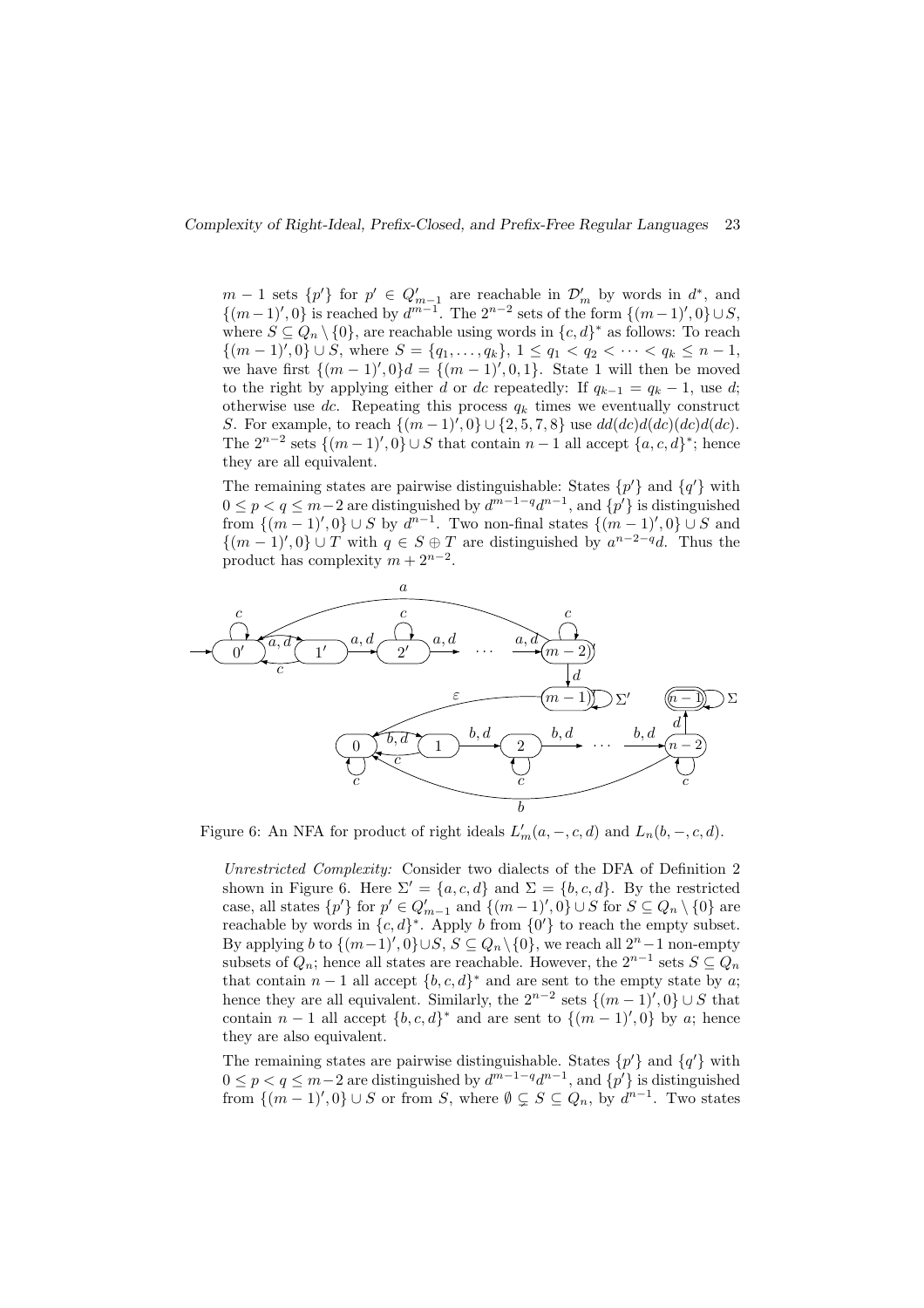$m-1$ sets $\{p'\}$ for $p' \in Q'_{m-1}$ are reachable in $\mathcal{D}'_m$ by words in $d^*$, and $\{(m-1)', 0\}$ is reached by $d^{m-1}$. The $2^{n-2}$ sets of the form $\{(m-1)', 0\} \cup S$, where $S \subseteq Q_n \setminus \{0\}$, are reachable using words in $\{c, d\}^*$ as follows: To reach $\{(m-1)', 0\} \cup S$, where $S = \{q_1, \ldots, q_k\}$, $1 \le q_1 < q_2 < \cdots < q_k \le n-1$, we have first $\{(m-1)', 0\}d = \{(m-1)', 0, 1\}$. State 1 will then be moved to the right by applying either $d$ or $dc$ repeatedly: If $q_{k-1} = q_k - 1$, use $d$; otherwise use $dc$. Repeating this process $q_k$ times we eventually construct $S$. For example, to reach $\{(m-1)', 0\} \cup \{2, 5, 7, 8\}$ use $dd(dc)d(dc)(dc)d(dc)$. The $2^{n-2}$ sets $\{(m-1)', 0\} \cup S$ that contain $n-1$ all accept $\{a, c, d\}^*$; hence they are all equivalent.

The remaining states are pairwise distinguishable: States $\{p'\}$ and $\{q'\}$ with $0 \le p < q \le m-2$ are distinguished by $d^{m-1-q}d^{n-1}$, and $\{p'\}$ is distinguished from $\{(m-1)', 0\} \cup S$ by $d^{n-1}$. Two non-final states $\{(m-1)', 0\} \cup S$ and $\{(m-1)', 0\} \cup T$ with $q \in S \oplus T$ are distinguished by $a^{n-2-q}d$. Thus the product has complexity $m + 2^{n-2}$.

Figure 6: An NFA for product of right ideals $L'_m(a, -, c, d)$ and $L_n(b, -, c, d)$.

*Unrestricted Complexity:* Consider two dialects of the DFA of Definition 2 shown in Figure 6. Here $\Sigma' = \{a, c, d\}$ and $\Sigma = \{b, c, d\}$. By the restricted case, all states $\{p'\}$ for $p' \in Q'_{m-1}$ and $\{(m-1)', 0\} \cup S$ for $S \subseteq Q_n \setminus \{0\}$ are reachable by words in $\{c, d\}^*$. Apply $b$ from $\{0'\}$ to reach the empty subset. By applying $b$ to $\{(m-1)', 0\} \cup S$, $S \subseteq Q_n \setminus \{0\}$, we reach all $2^n - 1$ non-empty subsets of $Q_n$; hence all states are reachable. However, the $2^{n-1}$ sets $S \subseteq Q_n$ that contain $n-1$ all accept $\{b, c, d\}^*$ and are sent to the empty state by $a$; hence they are all equivalent. Similarly, the $2^{n-2}$ sets $\{(m-1)', 0\} \cup S$ that contain $n-1$ all accept $\{b, c, d\}^*$ and are sent to $\{(m-1)', 0\}$ by $a$; hence they are also equivalent.

The remaining states are pairwise distinguishable. States $\{p'\}$ and $\{q'\}$ with $0 \le p < q \le m-2$ are distinguished by $d^{m-1-q}d^{n-1}$, and $\{p'\}$ is distinguished from $\{(m-1)', 0\} \cup S$ or from $S$, where $\emptyset \subsetneq S \subseteq Q_n$, by $d^{n-1}$. Two states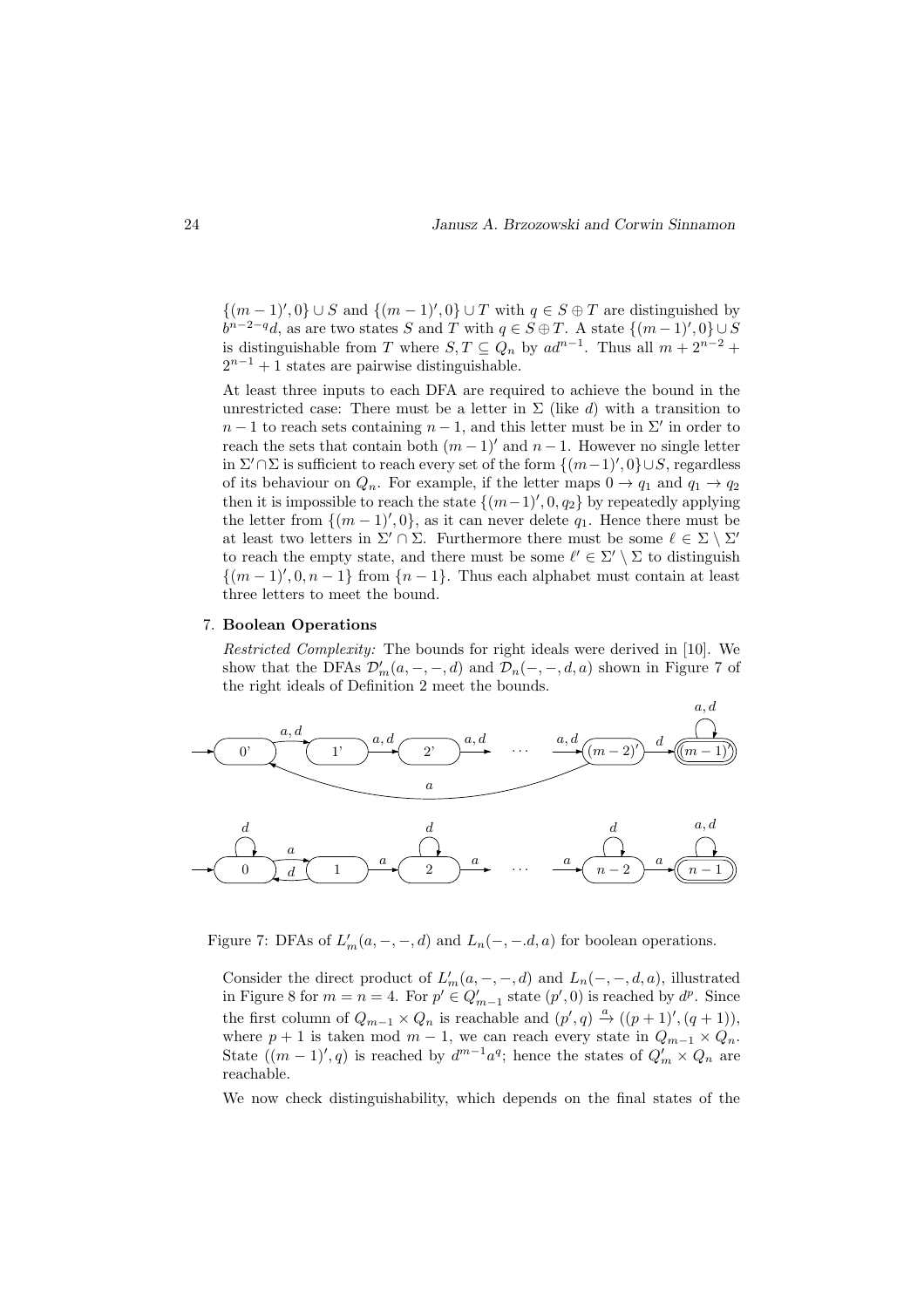$\{(m-1)', 0\} \cup S$ and $\{(m-1)', 0\} \cup T$ with $q \in S \oplus T$ are distinguished by $b^{n-2-q}d$, as are two states $S$ and $T$ with $q \in S \oplus T$. A state $\{(m-1)', 0\} \cup S$ is distinguishable from $T$ where $S, T \subseteq Q_n$ by $ad^{n-1}$. Thus all $m + 2^{n-2} + 2^{n-1} + 1$ states are pairwise distinguishable.

At least three inputs to each DFA are required to achieve the bound in the unrestricted case: There must be a letter in $\Sigma$ (like $d$) with a transition to $n-1$ to reach sets containing $n-1$, and this letter must be in $\Sigma'$ in order to reach the sets that contain both $(m-1)'$ and $n-1$. However no single letter in $\Sigma' \cap \Sigma$ is sufficient to reach every set of the form $\{(m-1)', 0\} \cup S$, regardless of its behaviour on $Q_n$. For example, if the letter maps $0 \to q_1$ and $q_1 \to q_2$ then it is impossible to reach the state $\{(m-1)', 0, q_2\}$ by repeatedly applying the letter from $\{(m-1)', 0\}$, as it can never delete $q_1$. Hence there must be at least two letters in $\Sigma' \cap \Sigma$. Furthermore there must be some $\ell \in \Sigma \setminus \Sigma'$ to reach the empty state, and there must be some $\ell' \in \Sigma' \setminus \Sigma$ to distinguish $\{(m-1)', 0, n-1\}$ from $\{n-1\}$. Thus each alphabet must contain at least three letters to meet the bound.

7. **Boolean Operations**

*Restricted Complexity:* The bounds for right ideals were derived in [10]. We show that the DFAs $\mathcal{D}'_m(a,-,-,d)$ and $\mathcal{D}_n(-,-,d,a)$ shown in Figure 7 of the right ideals of Definition 2 meet the bounds.

Figure 7: DFAs of $L'_m(a,-,-,d)$ and $L_n(-,-.d,a)$ for boolean operations.

Consider the direct product of $L'_m(a,-,-,d)$ and $L_n(-,-,d,a)$, illustrated in Figure 8 for $m = n = 4$. For $p' \in Q'_{m-1}$ state $(p', 0)$ is reached by $d^p$. Since the first column of $Q_{m-1} \times Q_n$ is reachable and $(p', q) \xrightarrow{a} ((p+1)', (q+1))$, where $p+1$ is taken mod $m-1$, we can reach every state in $Q_{m-1} \times Q_n$. State $((m-1)', q)$ is reached by $d^{m-1}a^q$; hence the states of $Q'_m \times Q_n$ are reachable.

We now check distinguishability, which depends on the final states of the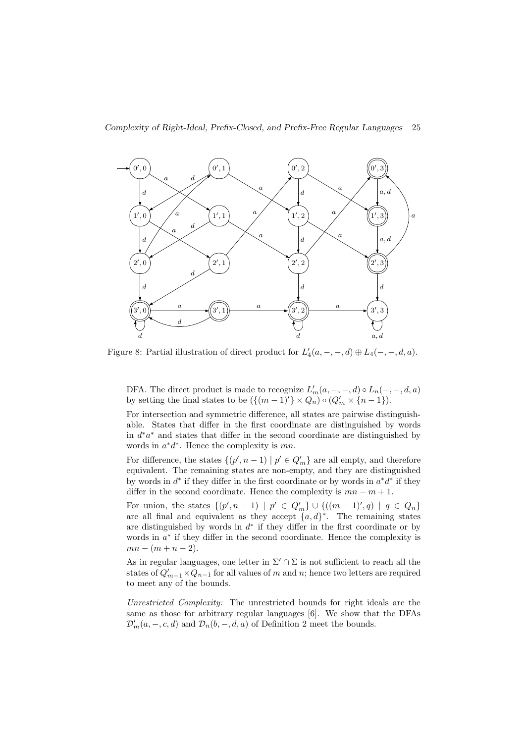Figure 8: Partial illustration of direct product for $L'_4(a, -, -, d) \oplus L_4(-, -, d, a)$.

DFA. The direct product is made to recognize $L'_m(a, -, -, d) \circ L_n(-, -, d, a)$ by setting the final states to be $(\{(m-1)'\} \times Q_n) \circ (Q'_m \times \{n-1\})$.

For intersection and symmetric difference, all states are pairwise distinguishable. States that differ in the first coordinate are distinguished by words in $d^*a^*$ and states that differ in the second coordinate are distinguished by words in $a^*d^*$. Hence the complexity is $mn$.

For difference, the states $\{(p', n-1) \mid p' \in Q'_m\}$ are all empty, and therefore equivalent. The remaining states are non-empty, and they are distinguished by words in $d^*$ if they differ in the first coordinate or by words in $a^*d^*$ if they differ in the second coordinate. Hence the complexity is $mn - m + 1$.

For union, the states $\{(p', n-1) \mid p' \in Q'_m\} \cup \{((m-1)', q) \mid q \in Q_n\}$ are all final and equivalent as they accept $\{a, d\}^*$. The remaining states are distinguished by words in $d^*$ if they differ in the first coordinate or by words in $a^*$ if they differ in the second coordinate. Hence the complexity is $mn - (m + n - 2)$.

As in regular languages, one letter in $\Sigma' \cap \Sigma$ is not sufficient to reach all the states of $Q'_{m-1} \times Q_{n-1}$ for all values of $m$ and $n$; hence two letters are required to meet any of the bounds.

*Unrestricted Complexity:* The unrestricted bounds for right ideals are the same as those for arbitrary regular languages [6]. We show that the DFAs $\mathcal{D}'_m(a, -, c, d)$ and $\mathcal{D}_n(b, -, d, a)$ of Definition 2 meet the bounds.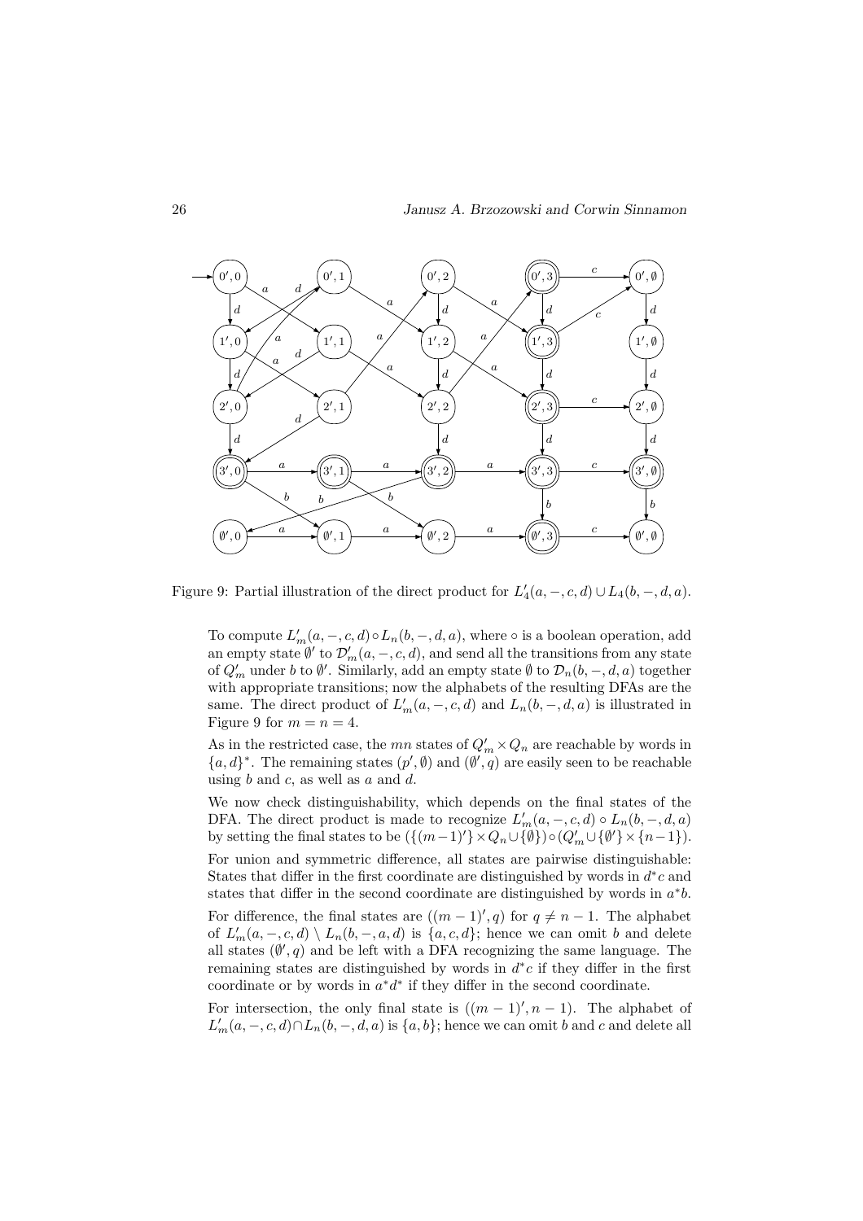Figure 9: Partial illustration of the direct product for $L'_4(a,-,c,d) \cup L_4(b,-,d,a)$.

To compute $L'_m(a,-,c,d) \circ L_n(b,-,d,a)$, where $\circ$ is a boolean operation, add an empty state $\emptyset'$ to $\mathcal{D}'_m(a,-,c,d)$, and send all the transitions from any state of $Q'_m$ under $b$ to $\emptyset'$. Similarly, add an empty state $\emptyset$ to $\mathcal{D}_n(b,-,d,a)$ together with appropriate transitions; now the alphabets of the resulting DFAs are the same. The direct product of $L'_m(a,-,c,d)$ and $L_n(b,-,d,a)$ is illustrated in Figure 9 for $m = n = 4$.

As in the restricted case, the $mn$ states of $Q'_m \times Q_n$ are reachable by words in $\{a,d\}^*$. The remaining states $(p',\emptyset)$ and $(\emptyset',q)$ are easily seen to be reachable using $b$ and $c$, as well as $a$ and $d$.

We now check distinguishability, which depends on the final states of the DFA. The direct product is made to recognize $L'_m(a,-,c,d) \circ L_n(b,-,d,a)$ by setting the final states to be $(\{(m-1)'\} \times Q_n \cup \{\emptyset\}) \circ (Q'_m \cup \{\emptyset'\} \times \{n-1\})$.

For union and symmetric difference, all states are pairwise distinguishable: States that differ in the first coordinate are distinguished by words in $d^*c$ and states that differ in the second coordinate are distinguished by words in $a^*b$.

For difference, the final states are $((m-1)',q)$ for $q \neq n-1$. The alphabet of $L'_m(a,-,c,d) \setminus L_n(b,-,a,d)$ is $\{a,c,d\}$; hence we can omit $b$ and delete all states $(\emptyset',q)$ and be left with a DFA recognizing the same language. The remaining states are distinguished by words in $d^*c$ if they differ in the first coordinate or by words in $a^*d^*$ if they differ in the second coordinate.

For intersection, the only final state is $((m-1)',n-1)$. The alphabet of $L'_m(a,-,c,d) \cap L_n(b,-,d,a)$ is $\{a,b\}$; hence we can omit $b$ and $c$ and delete all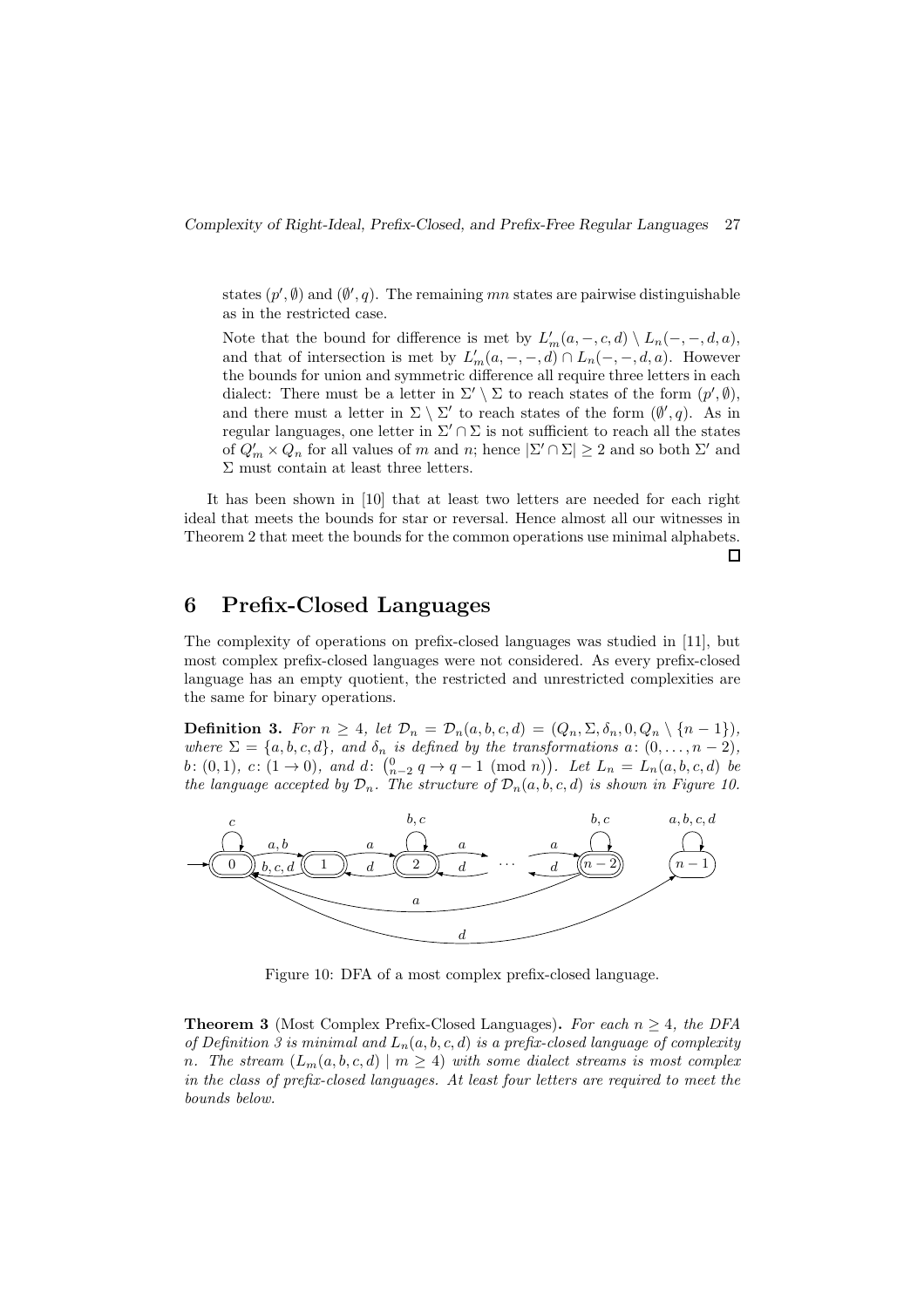states $(p', \emptyset)$ and $(\emptyset', q)$. The remaining $mn$ states are pairwise distinguishable as in the restricted case.

Note that the bound for difference is met by $L'_m(a, -, c, d) \setminus L_n(-, -, d, a)$, and that of intersection is met by $L'_m(a, -, -, d) \cap L_n(-, -, d, a)$. However the bounds for union and symmetric difference all require three letters in each dialect: There must be a letter in $\Sigma' \setminus \Sigma$ to reach states of the form $(p', \emptyset)$, and there must a letter in $\Sigma \setminus \Sigma'$ to reach states of the form $(\emptyset', q)$. As in regular languages, one letter in $\Sigma' \cap \Sigma$ is not sufficient to reach all the states of $Q'_m \times Q_n$ for all values of $m$ and $n$; hence $|\Sigma' \cap \Sigma| \geq 2$ and so both $\Sigma'$ and $\Sigma$ must contain at least three letters.

It has been shown in [10] that at least two letters are needed for each right ideal that meets the bounds for star or reversal. Hence almost all our witnesses in Theorem 2 that meet the bounds for the common operations use minimal alphabets. □

# 6 Prefix-Closed Languages

The complexity of operations on prefix-closed languages was studied in [11], but most complex prefix-closed languages were not considered. As every prefix-closed language has an empty quotient, the restricted and unrestricted complexities are the same for binary operations.

**Definition 3.** *For $n \geq 4$, let $\mathcal{D}_n = \mathcal{D}_n(a, b, c, d) = (Q_n, \Sigma, \delta_n, 0, Q_n \setminus \{n-1\})$, where $\Sigma = \{a, b, c, d\}$, and $\delta_n$ is defined by the transformations $a\colon (0, \dots, n-2)$, $b\colon (0, 1)$, $c\colon (1 \to 0)$, and $d\colon \binom{0}{n-2}\ q \to q-1 \pmod n$. Let $L_n = L_n(a, b, c, d)$ be the language accepted by $\mathcal{D}_n$. The structure of $\mathcal{D}_n(a, b, c, d)$ is shown in Figure 10.*

Figure 10: DFA of a most complex prefix-closed language.

**Theorem 3** (Most Complex Prefix-Closed Languages)**.** *For each $n \geq 4$, the DFA of Definition 3 is minimal and $L_n(a, b, c, d)$ is a prefix-closed language of complexity $n$. The stream $(L_m(a, b, c, d) \mid m \geq 4)$ with some dialect streams is most complex in the class of prefix-closed languages. At least four letters are required to meet the bounds below.*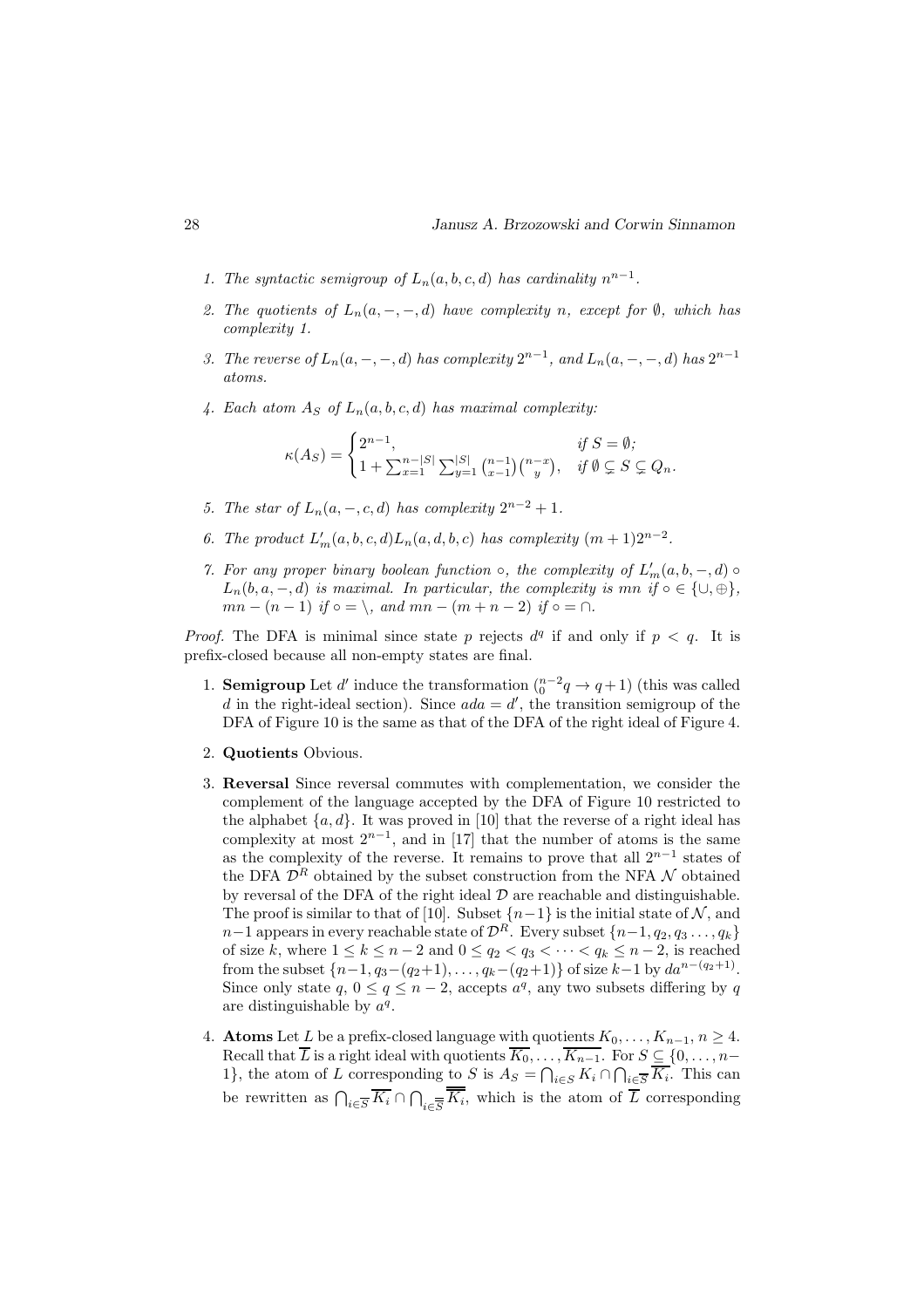1. *The syntactic semigroup of $L_n(a,b,c,d)$ has cardinality $n^{n-1}$.*
2. *The quotients of $L_n(a,-,-,d)$ have complexity $n$, except for $\emptyset$, which has complexity 1.*
3. *The reverse of $L_n(a,-,-,d)$ has complexity $2^{n-1}$, and $L_n(a,-,-,d)$ has $2^{n-1}$ atoms.*
4. *Each atom $A_S$ of $L_n(a,b,c,d)$ has maximal complexity:*

$$\kappa(A_S) = \begin{cases} 2^{n-1}, & \text{if } S = \emptyset; \\ 1 + \sum_{x=1}^{n-|S|} \sum_{y=1}^{|S|} \binom{n-1}{x-1}\binom{n-x}{y}, & \text{if } \emptyset \subsetneq S \subsetneq Q_n. \end{cases}$$

5. *The star of $L_n(a,-,c,d)$ has complexity $2^{n-2}+1$.*
6. *The product $L'_m(a,b,c,d)L_n(a,d,b,c)$ has complexity $(m+1)2^{n-2}$.*
7. *For any proper binary boolean function $\circ$, the complexity of $L'_m(a,b,-,d) \circ L_n(b,a,-,d)$ is maximal. In particular, the complexity is $mn$ if $\circ \in \{\cup, \oplus\}$, $mn-(n-1)$ if $\circ = \setminus$, and $mn-(m+n-2)$ if $\circ = \cap$.*

*Proof.* The DFA is minimal since state $p$ rejects $d^q$ if and only if $p < q$. It is prefix-closed because all non-empty states are final.

1. **Semigroup** Let $d'$ induce the transformation $\binom{n-2}{0}q \to q+1)$ (this was called $d$ in the right-ideal section). Since $ada = d'$, the transition semigroup of the DFA of Figure 10 is the same as that of the DFA of the right ideal of Figure 4.
2. **Quotients** Obvious.
3. **Reversal** Since reversal commutes with complementation, we consider the complement of the language accepted by the DFA of Figure 10 restricted to the alphabet $\{a,d\}$. It was proved in [10] that the reverse of a right ideal has complexity at most $2^{n-1}$, and in [17] that the number of atoms is the same as the complexity of the reverse. It remains to prove that all $2^{n-1}$ states of the DFA $\mathcal{D}^R$ obtained by the subset construction from the NFA $\mathcal{N}$ obtained by reversal of the DFA of the right ideal $\mathcal{D}$ are reachable and distinguishable. The proof is similar to that of [10]. Subset $\{n-1\}$ is the initial state of $\mathcal{N}$, and $n-1$ appears in every reachable state of $\mathcal{D}^R$. Every subset $\{n-1, q_2, q_3 \dots, q_k\}$ of size $k$, where $1 \le k \le n-2$ and $0 \le q_2 < q_3 < \dots < q_k \le n-2$, is reached from the subset $\{n-1, q_3-(q_2+1), \dots, q_k-(q_2+1)\}$ of size $k-1$ by $da^{n-(q_2+1)}$. Since only state $q$, $0 \le q \le n-2$, accepts $a^q$, any two subsets differing by $q$ are distinguishable by $a^q$.
4. **Atoms** Let $L$ be a prefix-closed language with quotients $K_0, \dots, K_{n-1}$, $n \ge 4$. Recall that $\overline{L}$ is a right ideal with quotients $\overline{K_0}, \dots, \overline{K_{n-1}}$. For $S \subseteq \{0, \dots, n-1\}$, the atom of $L$ corresponding to $S$ is $A_S = \bigcap_{i \in S} K_i \cap \bigcap_{i \in \overline{S}} \overline{K_i}$. This can be rewritten as $\bigcap_{i \in \overline{S}} \overline{K_i} \cap \bigcap_{i \in \overline{\overline{S}}} \overline{\overline{K_i}}$, which is the atom of $\overline{L}$ corresponding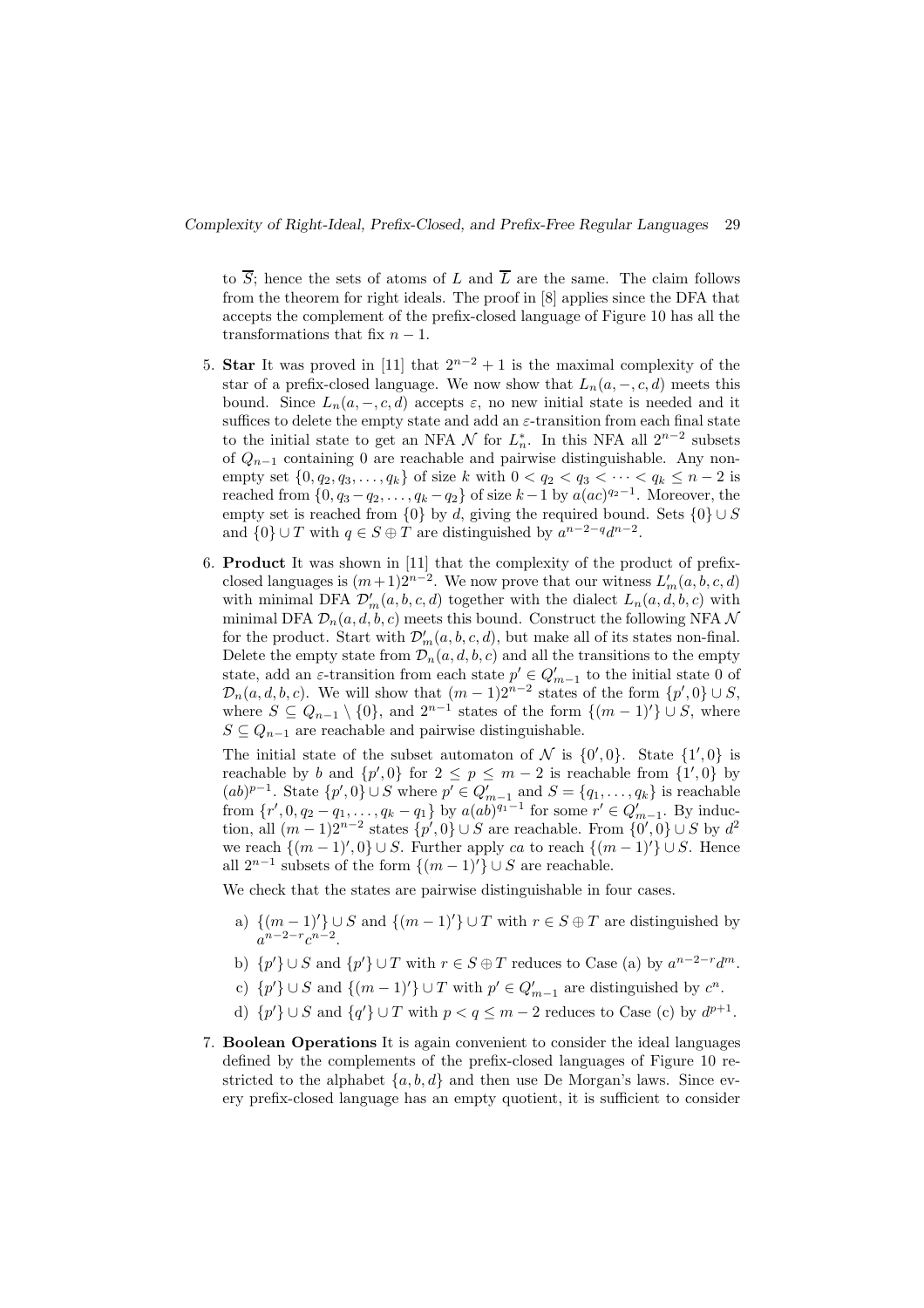to $\overline{S}$; hence the sets of atoms of $L$ and $\overline{L}$ are the same. The claim follows from the theorem for right ideals. The proof in [8] applies since the DFA that accepts the complement of the prefix-closed language of Figure 10 has all the transformations that fix $n-1$.

5. **Star** It was proved in [11] that $2^{n-2}+1$ is the maximal complexity of the star of a prefix-closed language. We now show that $L_n(a,-,c,d)$ meets this bound. Since $L_n(a,-,c,d)$ accepts $\varepsilon$, no new initial state is needed and it suffices to delete the empty state and add an $\varepsilon$-transition from each final state to the initial state to get an NFA $\mathcal{N}$ for $L_n^*$. In this NFA all $2^{n-2}$ subsets of $Q_{n-1}$ containing 0 are reachable and pairwise distinguishable. Any non-empty set $\{0, q_2, q_3, \dots, q_k\}$ of size $k$ with $0 < q_2 < q_3 < \cdots < q_k \le n-2$ is reached from $\{0, q_3 - q_2, \dots, q_k - q_2\}$ of size $k-1$ by $a(ac)^{q_2-1}$. Moreover, the empty set is reached from $\{0\}$ by $d$, giving the required bound. Sets $\{0\} \cup S$ and $\{0\} \cup T$ with $q \in S \oplus T$ are distinguished by $a^{n-2-q}d^{n-2}$.

6. **Product** It was shown in [11] that the complexity of the product of prefix-closed languages is $(m+1)2^{n-2}$. We now prove that our witness $L'_m(a,b,c,d)$ with minimal DFA $\mathcal{D}'_m(a,b,c,d)$ together with the dialect $L_n(a,d,b,c)$ with minimal DFA $\mathcal{D}_n(a,d,b,c)$ meets this bound. Construct the following NFA $\mathcal{N}$ for the product. Start with $\mathcal{D}'_m(a,b,c,d)$, but make all of its states non-final. Delete the empty state from $\mathcal{D}_n(a,d,b,c)$ and all the transitions to the empty state, add an $\varepsilon$-transition from each state $p' \in Q'_{m-1}$ to the initial state 0 of $\mathcal{D}_n(a,d,b,c)$. We will show that $(m-1)2^{n-2}$ states of the form $\{p', 0\} \cup S$, where $S \subseteq Q_{n-1} \setminus \{0\}$, and $2^{n-1}$ states of the form $\{(m-1)'\} \cup S$, where $S \subseteq Q_{n-1}$ are reachable and pairwise distinguishable.

   The initial state of the subset automaton of $\mathcal{N}$ is $\{0', 0\}$. State $\{1', 0\}$ is reachable by $b$ and $\{p', 0\}$ for $2 \le p \le m-2$ is reachable from $\{1', 0\}$ by $(ab)^{p-1}$. State $\{p', 0\} \cup S$ where $p' \in Q'_{m-1}$ and $S = \{q_1, \dots, q_k\}$ is reachable from $\{r', 0, q_2 - q_1, \dots, q_k - q_1\}$ by $a(ab)^{q_1-1}$ for some $r' \in Q'_{m-1}$. By induction, all $(m-1)2^{n-2}$ states $\{p', 0\} \cup S$ are reachable. From $\{0', 0\} \cup S$ by $d^2$ we reach $\{(m-1)', 0\} \cup S$. Further apply $ca$ to reach $\{(m-1)'\} \cup S$. Hence all $2^{n-1}$ subsets of the form $\{(m-1)'\} \cup S$ are reachable.

   We check that the states are pairwise distinguishable in four cases.

   a) $\{(m-1)'\} \cup S$ and $\{(m-1)'\} \cup T$ with $r \in S \oplus T$ are distinguished by $a^{n-2-r}c^{n-2}$.
   b) $\{p'\} \cup S$ and $\{p'\} \cup T$ with $r \in S \oplus T$ reduces to Case (a) by $a^{n-2-r}d^m$.
   c) $\{p'\} \cup S$ and $\{(m-1)'\} \cup T$ with $p' \in Q'_{m-1}$ are distinguished by $c^n$.
   d) $\{p'\} \cup S$ and $\{q'\} \cup T$ with $p < q \le m-2$ reduces to Case (c) by $d^{p+1}$.

7. **Boolean Operations** It is again convenient to consider the ideal languages defined by the complements of the prefix-closed languages of Figure 10 restricted to the alphabet $\{a, b, d\}$ and then use De Morgan's laws. Since every prefix-closed language has an empty quotient, it is sufficient to consider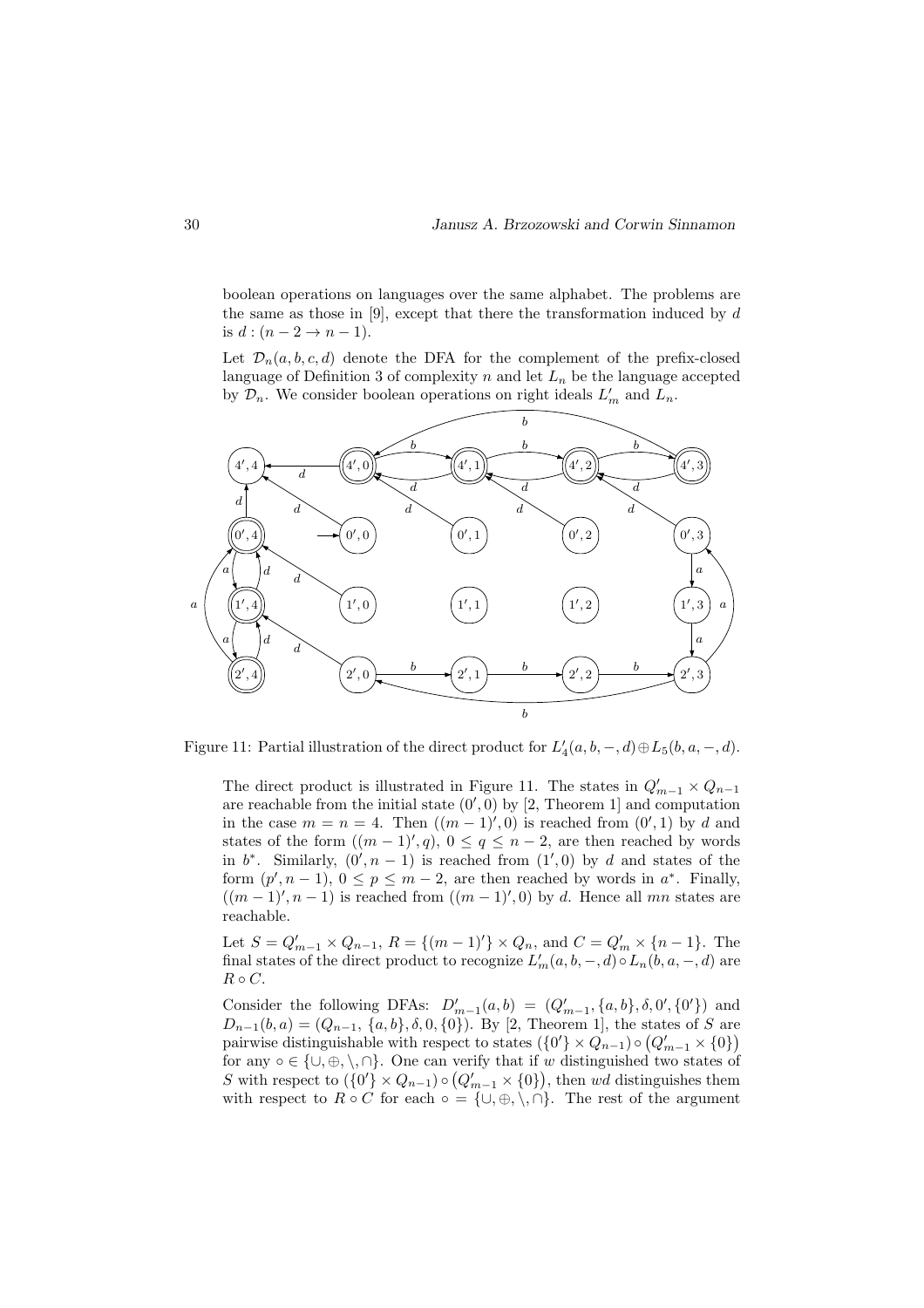boolean operations on languages over the same alphabet. The problems are the same as those in [9], except that there the transformation induced by $d$ is $d : (n-2 \to n-1)$.

Let $\mathcal{D}_n(a, b, c, d)$ denote the DFA for the complement of the prefix-closed language of Definition 3 of complexity $n$ and let $L_n$ be the language accepted by $\mathcal{D}_n$. We consider boolean operations on right ideals $L'_m$ and $L_n$.

Figure 11: Partial illustration of the direct product for $L'_4(a, b, -, d) \oplus L_5(b, a, -, d)$.

The direct product is illustrated in Figure 11. The states in $Q'_{m-1} \times Q_{n-1}$ are reachable from the initial state $(0', 0)$ by [2, Theorem 1] and computation in the case $m = n = 4$. Then $((m-1)', 0)$ is reached from $(0', 1)$ by $d$ and states of the form $((m-1)', q)$, $0 \le q \le n-2$, are then reached by words in $b^*$. Similarly, $(0', n-1)$ is reached from $(1', 0)$ by $d$ and states of the form $(p', n-1)$, $0 \le p \le m-2$, are then reached by words in $a^*$. Finally, $((m-1)', n-1)$ is reached from $((m-1)', 0)$ by $d$. Hence all $mn$ states are reachable.

Let $S = Q'_{m-1} \times Q_{n-1}$, $R = \{(m-1)'\} \times Q_n$, and $C = Q'_m \times \{n-1\}$. The final states of the direct product to recognize $L'_m(a, b, -, d) \circ L_n(b, a, -, d)$ are $R \circ C$.

Consider the following DFAs: $D'_{m-1}(a, b) = (Q'_{m-1}, \{a, b\}, \delta, 0', \{0'\})$ and $D_{n-1}(b, a) = (Q_{n-1}, \{a, b\}, \delta, 0, \{0\})$. By [2, Theorem 1], the states of $S$ are pairwise distinguishable with respect to states $(\{0'\} \times Q_{n-1}) \circ (Q'_{m-1} \times \{0\})$ for any $\circ \in \{\cup, \oplus, \setminus, \cap\}$. One can verify that if $w$ distinguished two states of $S$ with respect to $(\{0'\} \times Q_{n-1}) \circ (Q'_{m-1} \times \{0\})$, then $wd$ distinguishes them with respect to $R \circ C$ for each $\circ = \{\cup, \oplus, \setminus, \cap\}$. The rest of the argument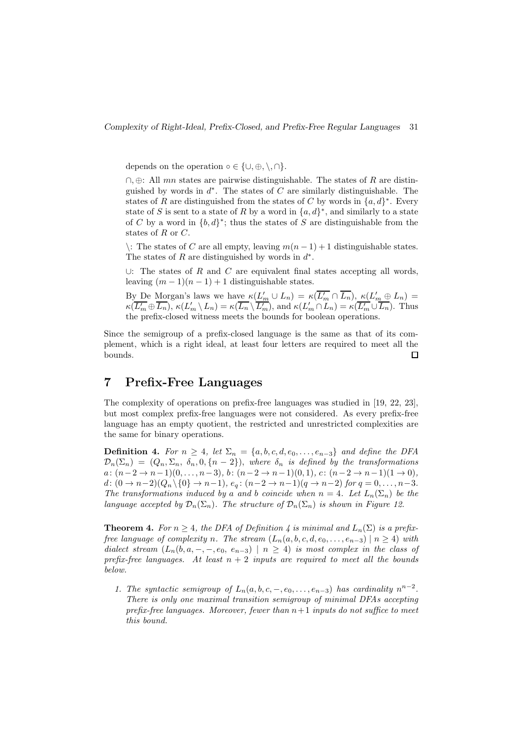depends on the operation $\circ \in \{\cup, \oplus, \setminus, \cap\}$.

$\cap, \oplus$: All $mn$ states are pairwise distinguishable. The states of $R$ are distinguished by words in $d^*$. The states of $C$ are similarly distinguishable. The states of $R$ are distinguished from the states of $C$ by words in $\{a,d\}^*$. Every state of $S$ is sent to a state of $R$ by a word in $\{a,d\}^*$, and similarly to a state of $C$ by a word in $\{b,d\}^*$; thus the states of $S$ are distinguishable from the states of $R$ or $C$.

$\setminus$: The states of $C$ are all empty, leaving $m(n-1)+1$ distinguishable states. The states of $R$ are distinguished by words in $d^*$.

$\cup$: The states of $R$ and $C$ are equivalent final states accepting all words, leaving $(m-1)(n-1)+1$ distinguishable states.

By De Morgan's laws we have $\kappa(L'_m \cup L_n) = \kappa(\overline{L'_m} \cap \overline{L_n})$, $\kappa(L'_m \oplus L_n) = \kappa(\overline{L'_m} \oplus \overline{L_n})$, $\kappa(L'_m \setminus L_n) = \kappa(\overline{L_n} \setminus \overline{L'_m})$, and $\kappa(L'_m \cap L_n) = \kappa(\overline{L'_m} \cup \overline{L_n})$. Thus the prefix-closed witness meets the bounds for boolean operations.

Since the semigroup of a prefix-closed language is the same as that of its complement, which is a right ideal, at least four letters are required to meet all the bounds. □

## 7 Prefix-Free Languages

The complexity of operations on prefix-free languages was studied in [19, 22, 23], but most complex prefix-free languages were not considered. As every prefix-free language has an empty quotient, the restricted and unrestricted complexities are the same for binary operations.

**Definition 4.** *For $n \geq 4$, let $\Sigma_n = \{a, b, c, d, e_0, \ldots, e_{n-3}\}$ and define the DFA $\mathcal{D}_n(\Sigma_n) = (Q_n, \Sigma_n, \delta_n, 0, \{n-2\})$, where $\delta_n$ is defined by the transformations $a\colon (n-2 \to n-1)(0, \ldots, n-3)$, $b\colon (n-2 \to n-1)(0,1)$, $c\colon (n-2 \to n-1)(1 \to 0)$, $d\colon (0 \to n-2)(Q_n \setminus \{0\} \to n-1)$, $e_q\colon (n-2 \to n-1)(q \to n-2)$ for $q = 0, \ldots, n-3$. The transformations induced by $a$ and $b$ coincide when $n = 4$. Let $L_n(\Sigma_n)$ be the language accepted by $\mathcal{D}_n(\Sigma_n)$. The structure of $\mathcal{D}_n(\Sigma_n)$ is shown in Figure 12.*

**Theorem 4.** *For $n \geq 4$, the DFA of Definition 4 is minimal and $L_n(\Sigma)$ is a prefix-free language of complexity $n$. The stream $(L_n(a, b, c, d, e_0, \ldots, e_{n-3}) \mid n \geq 4)$ with dialect stream $(L_n(b, a, -, -, e_0, e_{n-3}) \mid n \geq 4)$ is most complex in the class of prefix-free languages. At least $n+2$ inputs are required to meet all the bounds below.*

1. *The syntactic semigroup of $L_n(a, b, c, -, e_0, \ldots, e_{n-3})$ has cardinality $n^{n-2}$. There is only one maximal transition semigroup of minimal DFAs accepting prefix-free languages. Moreover, fewer than $n+1$ inputs do not suffice to meet this bound.*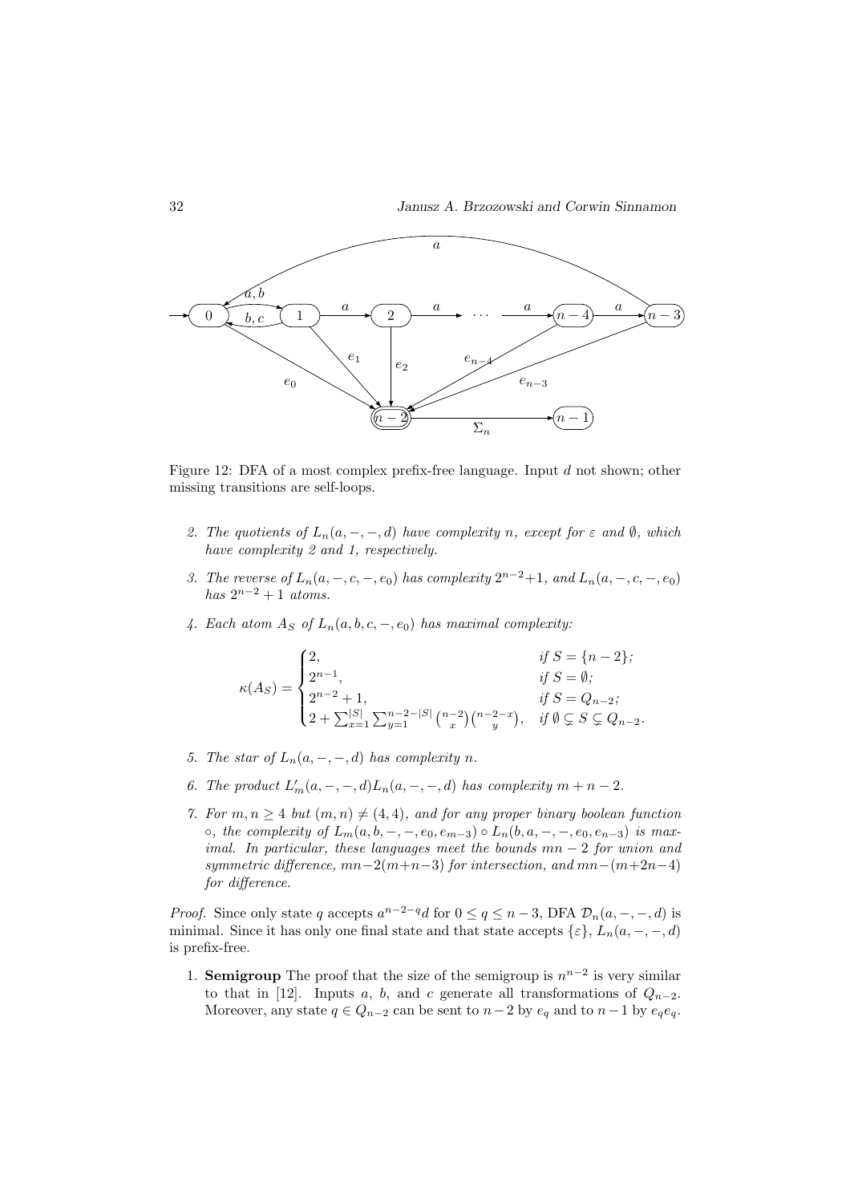Figure 12: DFA of a most complex prefix-free language. Input $d$ not shown; other missing transitions are self-loops.

2. *The quotients of $L_n(a, -, -, d)$ have complexity $n$, except for $\varepsilon$ and $\emptyset$, which have complexity 2 and 1, respectively.*

3. *The reverse of $L_n(a, -, c, -, e_0)$ has complexity $2^{n-2}+1$, and $L_n(a, -, c, -, e_0)$ has $2^{n-2}+1$ atoms.*

4. *Each atom $A_S$ of $L_n(a, b, c, -, e_0)$ has maximal complexity:*

$$\kappa(A_S) = \begin{cases} 2, & \text{if } S = \{n-2\}; \\ 2^{n-1}, & \text{if } S = \emptyset; \\ 2^{n-2}+1, & \text{if } S = Q_{n-2}; \\ 2 + \sum_{x=1}^{|S|} \sum_{y=1}^{n-2-|S|} \binom{n-2}{x}\binom{n-2-x}{y}, & \text{if } \emptyset \subsetneq S \subsetneq Q_{n-2}. \end{cases}$$

5. *The star of $L_n(a, -, -, d)$ has complexity $n$.*

6. *The product $L'_m(a, -, -, d) L_n(a, -, -, d)$ has complexity $m + n - 2$.*

7. *For $m, n \geq 4$ but $(m, n) \neq (4, 4)$, and for any proper binary boolean function $\circ$, the complexity of $L_m(a, b, -, -, e_0, e_{m-3}) \circ L_n(b, a, -, -, e_0, e_{n-3})$ is maximal. In particular, these languages meet the bounds $mn-2$ for union and symmetric difference, $mn-2(m+n-3)$ for intersection, and $mn-(m+2n-4)$ for difference.*

*Proof.* Since only state $q$ accepts $a^{n-2-q}d$ for $0 \leq q \leq n-3$, DFA $\mathcal{D}_n(a, -, -, d)$ is minimal. Since it has only one final state and that state accepts $\{\varepsilon\}$, $L_n(a, -, -, d)$ is prefix-free.

1. **Semigroup** The proof that the size of the semigroup is $n^{n-2}$ is very similar to that in [12]. Inputs $a$, $b$, and $c$ generate all transformations of $Q_{n-2}$. Moreover, any state $q \in Q_{n-2}$ can be sent to $n-2$ by $e_q$ and to $n-1$ by $e_q e_q$.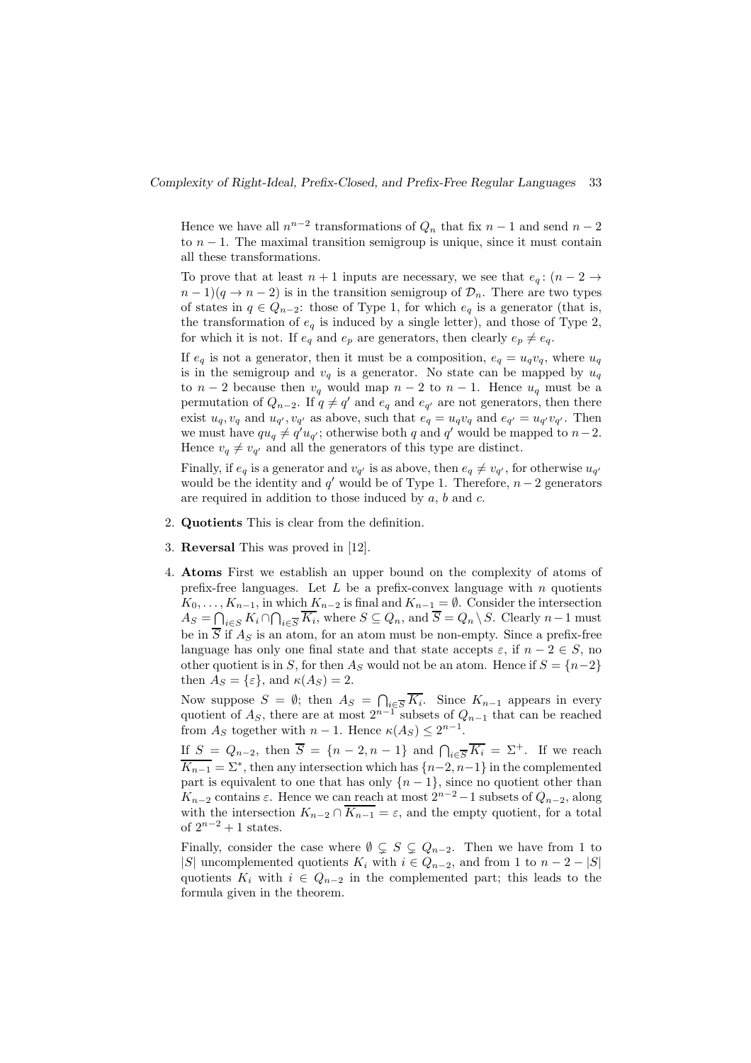Hence we have all $n^{n-2}$ transformations of $Q_n$ that fix $n-1$ and send $n-2$ to $n-1$. The maximal transition semigroup is unique, since it must contain all these transformations.

To prove that at least $n+1$ inputs are necessary, we see that $e_q\colon (n-2 \to n-1)(q \to n-2)$ is in the transition semigroup of $\mathcal{D}_n$. There are two types of states in $q \in Q_{n-2}$: those of Type 1, for which $e_q$ is a generator (that is, the transformation of $e_q$ is induced by a single letter), and those of Type 2, for which it is not. If $e_q$ and $e_p$ are generators, then clearly $e_p \neq e_q$.

If $e_q$ is not a generator, then it must be a composition, $e_q = u_q v_q$, where $u_q$ is in the semigroup and $v_q$ is a generator. No state can be mapped by $u_q$ to $n-2$ because then $v_q$ would map $n-2$ to $n-1$. Hence $u_q$ must be a permutation of $Q_{n-2}$. If $q \neq q'$ and $e_q$ and $e_{q'}$ are not generators, then there exist $u_q, v_q$ and $u_{q'}, v_{q'}$ as above, such that $e_q = u_q v_q$ and $e_{q'} = u_{q'} v_{q'}$. Then we must have $q u_q \neq q' u_{q'}$; otherwise both $q$ and $q'$ would be mapped to $n-2$. Hence $v_q \neq v_{q'}$ and all the generators of this type are distinct.

Finally, if $e_q$ is a generator and $v_{q'}$ is as above, then $e_q \neq v_{q'}$, for otherwise $u_{q'}$ would be the identity and $q'$ would be of Type 1. Therefore, $n-2$ generators are required in addition to those induced by $a$, $b$ and $c$.

2. **Quotients** This is clear from the definition.

3. **Reversal** This was proved in [12].

4. **Atoms** First we establish an upper bound on the complexity of atoms of prefix-free languages. Let $L$ be a prefix-convex language with $n$ quotients $K_0, \dots, K_{n-1}$, in which $K_{n-2}$ is final and $K_{n-1} = \emptyset$. Consider the intersection $A_S = \bigcap_{i \in S} K_i \cap \bigcap_{i \in \overline{S}} \overline{K_i}$, where $S \subseteq Q_n$, and $\overline{S} = Q_n \setminus S$. Clearly $n-1$ must be in $\overline{S}$ if $A_S$ is an atom, for an atom must be non-empty. Since a prefix-free language has only one final state and that state accepts $\varepsilon$, if $n-2 \in S$, no other quotient is in $S$, for then $A_S$ would not be an atom. Hence if $S = \{n-2\}$ then $A_S = \{\varepsilon\}$, and $\kappa(A_S) = 2$.

Now suppose $S = \emptyset$; then $A_S = \bigcap_{i \in \overline{S}} \overline{K_i}$. Since $K_{n-1}$ appears in every quotient of $A_S$, there are at most $2^{n-1}$ subsets of $Q_{n-1}$ that can be reached from $A_S$ together with $n-1$. Hence $\kappa(A_S) \le 2^{n-1}$.

If $S = Q_{n-2}$, then $\overline{S} = \{n-2, n-1\}$ and $\bigcap_{i \in \overline{S}} \overline{K_i} = \Sigma^+$. If we reach $\overline{K_{n-1}} = \Sigma^*$, then any intersection which has $\{n-2, n-1\}$ in the complemented part is equivalent to one that has only $\{n-1\}$, since no quotient other than $K_{n-2}$ contains $\varepsilon$. Hence we can reach at most $2^{n-2} - 1$ subsets of $Q_{n-2}$, along with the intersection $K_{n-2} \cap \overline{K_{n-1}} = \varepsilon$, and the empty quotient, for a total of $2^{n-2} + 1$ states.

Finally, consider the case where $\emptyset \subsetneq S \subsetneq Q_{n-2}$. Then we have from 1 to $|S|$ uncomplemented quotients $K_i$ with $i \in Q_{n-2}$, and from 1 to $n-2-|S|$ quotients $K_i$ with $i \in Q_{n-2}$ in the complemented part; this leads to the formula given in the theorem.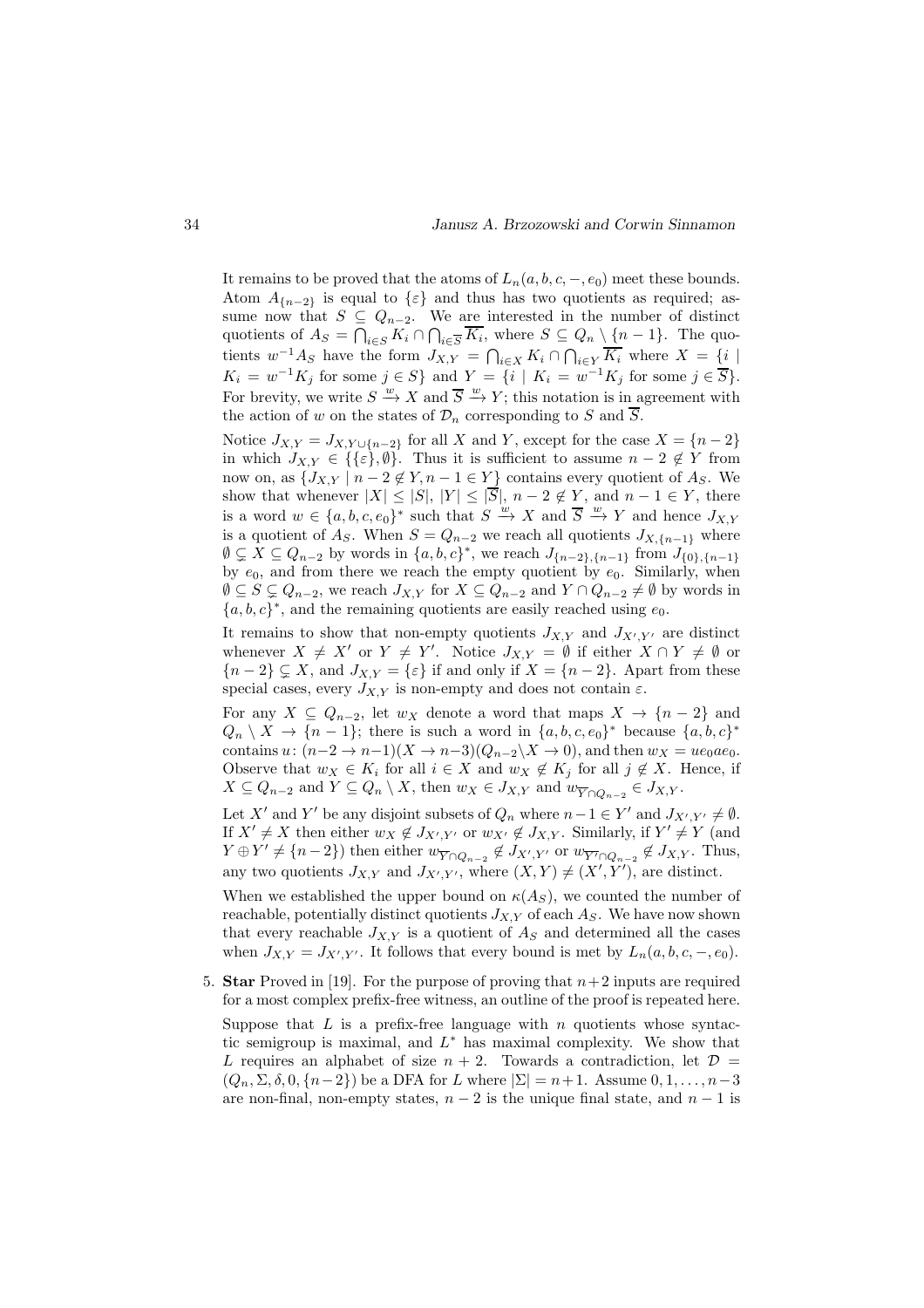It remains to be proved that the atoms of $L_n(a, b, c, -, e_0)$ meet these bounds. Atom $A_{\{n-2\}}$ is equal to $\{\varepsilon\}$ and thus has two quotients as required; assume now that $S \subseteq Q_{n-2}$. We are interested in the number of distinct quotients of $A_S = \bigcap_{i \in S} K_i \cap \bigcap_{i \in \overline{S}} \overline{K_i}$, where $S \subseteq Q_n \setminus \{n-1\}$. The quotients $w^{-1}A_S$ have the form $J_{X,Y} = \bigcap_{i \in X} K_i \cap \bigcap_{i \in Y} \overline{K_i}$ where $X = \{i \mid K_i = w^{-1}K_j \text{ for some } j \in S\}$ and $Y = \{i \mid K_i = w^{-1}K_j \text{ for some } j \in \overline{S}\}$. For brevity, we write $S \xrightarrow{w} X$ and $\overline{S} \xrightarrow{w} Y$; this notation is in agreement with the action of $w$ on the states of $\mathcal{D}_n$ corresponding to $S$ and $\overline{S}$.

Notice $J_{X,Y} = J_{X,Y \cup \{n-2\}}$ for all $X$ and $Y$, except for the case $X = \{n-2\}$ in which $J_{X,Y} \in \{\{\varepsilon\}, \emptyset\}$. Thus it is sufficient to assume $n-2 \notin Y$ from now on, as $\{J_{X,Y} \mid n-2 \notin Y, n-1 \in Y\}$ contains every quotient of $A_S$. We show that whenever $|X| \le |S|$, $|Y| \le |\overline{S}|$, $n-2 \notin Y$, and $n-1 \in Y$, there is a word $w \in \{a, b, c, e_0\}^*$ such that $S \xrightarrow{w} X$ and $\overline{S} \xrightarrow{w} Y$ and hence $J_{X,Y}$ is a quotient of $A_S$. When $S = Q_{n-2}$ we reach all quotients $J_{X,\{n-1\}}$ where $\emptyset \subsetneq X \subseteq Q_{n-2}$ by words in $\{a, b, c\}^*$, we reach $J_{\{n-2\},\{n-1\}}$ from $J_{\{0\},\{n-1\}}$ by $e_0$, and from there we reach the empty quotient by $e_0$. Similarly, when $\emptyset \subseteq S \subsetneq Q_{n-2}$, we reach $J_{X,Y}$ for $X \subseteq Q_{n-2}$ and $Y \cap Q_{n-2} \ne \emptyset$ by words in $\{a, b, c\}^*$, and the remaining quotients are easily reached using $e_0$.

It remains to show that non-empty quotients $J_{X,Y}$ and $J_{X',Y'}$ are distinct whenever $X \ne X'$ or $Y \ne Y'$. Notice $J_{X,Y} = \emptyset$ if either $X \cap Y \ne \emptyset$ or $\{n-2\} \subsetneq X$, and $J_{X,Y} = \{\varepsilon\}$ if and only if $X = \{n-2\}$. Apart from these special cases, every $J_{X,Y}$ is non-empty and does not contain $\varepsilon$.

For any $X \subseteq Q_{n-2}$, let $w_X$ denote a word that maps $X \to \{n-2\}$ and $Q_n \setminus X \to \{n-1\}$; there is such a word in $\{a, b, c, e_0\}^*$ because $\{a, b, c\}^*$ contains $u$: $(n-2 \to n-1)(X \to n-3)(Q_{n-2} \setminus X \to 0)$, and then $w_X = ue_0ae_0$. Observe that $w_X \in K_i$ for all $i \in X$ and $w_X \notin K_j$ for all $j \notin X$. Hence, if $X \subseteq Q_{n-2}$ and $Y \subseteq Q_n \setminus X$, then $w_X \in J_{X,Y}$ and $w_{\overline{Y} \cap Q_{n-2}} \in J_{X,Y}$.

Let $X'$ and $Y'$ be any disjoint subsets of $Q_n$ where $n-1 \in Y'$ and $J_{X',Y'} \ne \emptyset$. If $X' \ne X$ then either $w_X \notin J_{X',Y'}$ or $w_{X'} \notin J_{X,Y}$. Similarly, if $Y' \ne Y$ (and $Y \oplus Y' \ne \{n-2\}$) then either $w_{\overline{Y} \cap Q_{n-2}} \notin J_{X',Y'}$ or $w_{\overline{Y'} \cap Q_{n-2}} \notin J_{X,Y}$. Thus, any two quotients $J_{X,Y}$ and $J_{X',Y'}$, where $(X, Y) \ne (X', Y')$, are distinct.

When we established the upper bound on $\kappa(A_S)$, we counted the number of reachable, potentially distinct quotients $J_{X,Y}$ of each $A_S$. We have now shown that every reachable $J_{X,Y}$ is a quotient of $A_S$ and determined all the cases when $J_{X,Y} = J_{X',Y'}$. It follows that every bound is met by $L_n(a, b, c, -, e_0)$.

5. **Star** Proved in [19]. For the purpose of proving that $n+2$ inputs are required for a most complex prefix-free witness, an outline of the proof is repeated here.

   Suppose that $L$ is a prefix-free language with $n$ quotients whose syntactic semigroup is maximal, and $L^*$ has maximal complexity. We show that $L$ requires an alphabet of size $n+2$. Towards a contradiction, let $\mathcal{D} = (Q_n, \Sigma, \delta, 0, \{n-2\})$ be a DFA for $L$ where $|\Sigma| = n+1$. Assume $0, 1, \ldots, n-3$ are non-final, non-empty states, $n-2$ is the unique final state, and $n-1$ is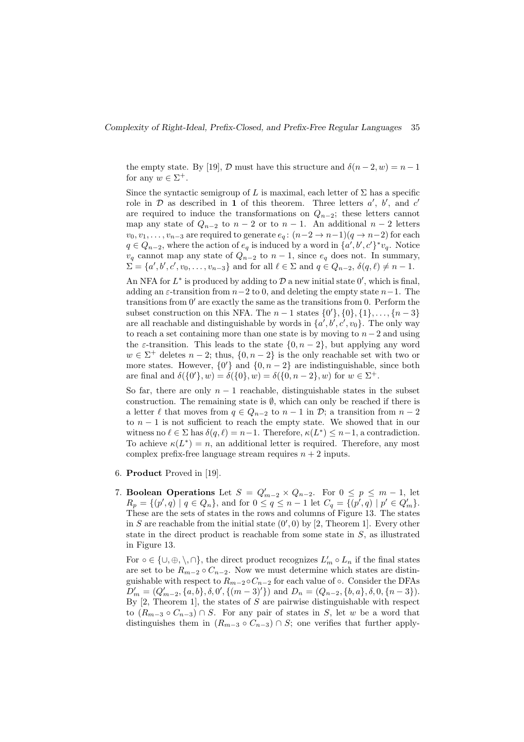the empty state. By [19], $\mathcal{D}$ must have this structure and $\delta(n-2, w) = n-1$ for any $w \in \Sigma^+$.

Since the syntactic semigroup of $L$ is maximal, each letter of $\Sigma$ has a specific role in $\mathcal{D}$ as described in **1** of this theorem. Three letters $a'$, $b'$, and $c'$ are required to induce the transformations on $Q_{n-2}$; these letters cannot map any state of $Q_{n-2}$ to $n-2$ or to $n-1$. An additional $n-2$ letters $v_0, v_1, \dots, v_{n-3}$ are required to generate $e_q\colon (n-2 \to n-1)(q \to n-2)$ for each $q \in Q_{n-2}$, where the action of $e_q$ is induced by a word in $\{a', b', c'\}^* v_q$. Notice $v_q$ cannot map any state of $Q_{n-2}$ to $n-1$, since $e_q$ does not. In summary, $\Sigma = \{a', b', c', v_0, \dots, v_{n-3}\}$ and for all $\ell \in \Sigma$ and $q \in Q_{n-2}$, $\delta(q, \ell) \neq n-1$.

An NFA for $L^*$ is produced by adding to $\mathcal{D}$ a new initial state $0'$, which is final, adding an $\varepsilon$-transition from $n-2$ to 0, and deleting the empty state $n-1$. The transitions from $0'$ are exactly the same as the transitions from 0. Perform the subset construction on this NFA. The $n-1$ states $\{0'\}, \{0\}, \{1\}, \dots, \{n-3\}$ are all reachable and distinguishable by words in $\{a', b', c', v_0\}$. The only way to reach a set containing more than one state is by moving to $n-2$ and using the $\varepsilon$-transition. This leads to the state $\{0, n-2\}$, but applying any word $w \in \Sigma^+$ deletes $n-2$; thus, $\{0, n-2\}$ is the only reachable set with two or more states. However, $\{0'\}$ and $\{0, n-2\}$ are indistinguishable, since both are final and $\delta(\{0'\}, w) = \delta(\{0\}, w) = \delta(\{0, n-2\}, w)$ for $w \in \Sigma^+$.

So far, there are only $n-1$ reachable, distinguishable states in the subset construction. The remaining state is $\emptyset$, which can only be reached if there is a letter $\ell$ that moves from $q \in Q_{n-2}$ to $n-1$ in $\mathcal{D}$; a transition from $n-2$ to $n-1$ is not sufficient to reach the empty state. We showed that in our witness no $\ell \in \Sigma$ has $\delta(q, \ell) = n-1$. Therefore, $\kappa(L^*) \le n-1$, a contradiction. To achieve $\kappa(L^*) = n$, an additional letter is required. Therefore, any most complex prefix-free language stream requires $n+2$ inputs.

6. **Product** Proved in [19].

7. **Boolean Operations** Let $S = Q'_{m-2} \times Q_{n-2}$. For $0 \le p \le m-1$, let $R_p = \{(p', q) \mid q \in Q_n\}$, and for $0 \le q \le n-1$ let $C_q = \{(p', q) \mid p' \in Q'_m\}$. These are the sets of states in the rows and columns of Figure 13. The states in $S$ are reachable from the initial state $(0', 0)$ by [2, Theorem 1]. Every other state in the direct product is reachable from some state in $S$, as illustrated in Figure 13.

   For $\circ \in \{\cup, \oplus, \setminus, \cap\}$, the direct product recognizes $L'_m \circ L_n$ if the final states are set to be $R_{m-2} \circ C_{n-2}$. Now we must determine which states are distinguishable with respect to $R_{m-2} \circ C_{n-2}$ for each value of $\circ$. Consider the DFAs $D'_m = (Q'_{m-2}, \{a, b\}, \delta, 0', \{(m-3)'\})$ and $D_n = (Q_{n-2}, \{b, a\}, \delta, 0, \{n-3\})$. By [2, Theorem 1], the states of $S$ are pairwise distinguishable with respect to $(R_{m-3} \circ C_{n-3}) \cap S$. For any pair of states in $S$, let $w$ be a word that distinguishes them in $(R_{m-3} \circ C_{n-3}) \cap S$; one verifies that further apply-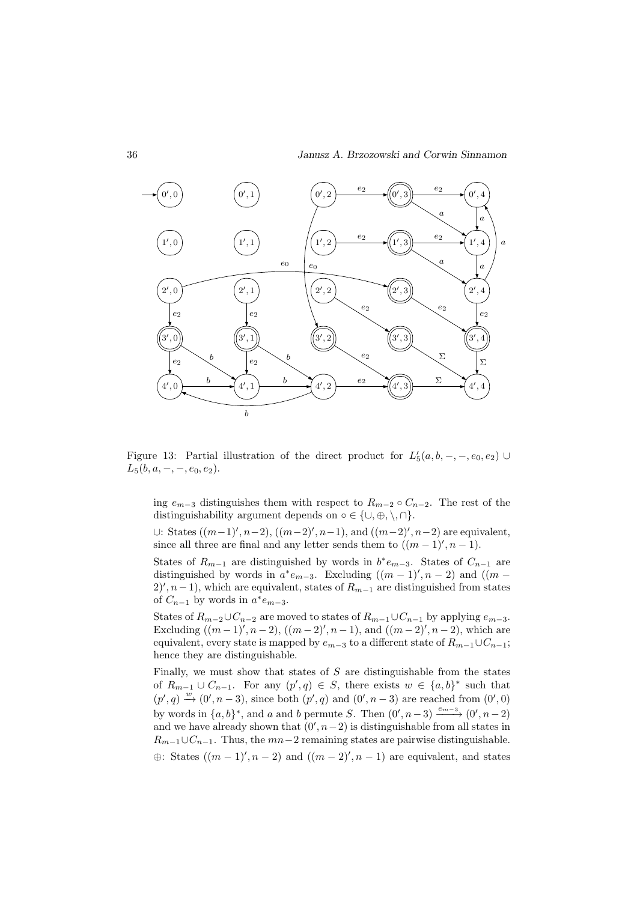Figure 13: Partial illustration of the direct product for $L'_5(a, b, -, -, e_0, e_2) \cup L_5(b, a, -, -, e_0, e_2)$.

ing $e_{m-3}$ distinguishes them with respect to $R_{m-2} \circ C_{n-2}$. The rest of the distinguishability argument depends on $\circ \in \{\cup, \oplus, \setminus, \cap\}$.

$\cup$: States $((m-1)', n-2)$, $((m-2)', n-1)$, and $((m-2)', n-2)$ are equivalent, since all three are final and any letter sends them to $((m-1)', n-1)$.

States of $R_{m-1}$ are distinguished by words in $b^* e_{m-3}$. States of $C_{n-1}$ are distinguished by words in $a^* e_{m-3}$. Excluding $((m-1)', n-2)$ and $((m-2)', n-1)$, which are equivalent, states of $R_{m-1}$ are distinguished from states of $C_{n-1}$ by words in $a^* e_{m-3}$.

States of $R_{m-2} \cup C_{n-2}$ are moved to states of $R_{m-1} \cup C_{n-1}$ by applying $e_{m-3}$. Excluding $((m-1)', n-2)$, $((m-2)', n-1)$, and $((m-2)', n-2)$, which are equivalent, every state is mapped by $e_{m-3}$ to a different state of $R_{m-1} \cup C_{n-1}$; hence they are distinguishable.

Finally, we must show that states of $S$ are distinguishable from the states of $R_{m-1} \cup C_{n-1}$. For any $(p', q) \in S$, there exists $w \in \{a, b\}^*$ such that $(p', q) \xrightarrow{w} (0', n-3)$, since both $(p', q)$ and $(0', n-3)$ are reached from $(0', 0)$ by words in $\{a, b\}^*$, and $a$ and $b$ permute $S$. Then $(0', n-3) \xrightarrow{e_{m-3}} (0', n-2)$ and we have already shown that $(0', n-2)$ is distinguishable from all states in $R_{m-1} \cup C_{n-1}$. Thus, the $mn-2$ remaining states are pairwise distinguishable.

$\oplus$: States $((m-1)', n-2)$ and $((m-2)', n-1)$ are equivalent, and states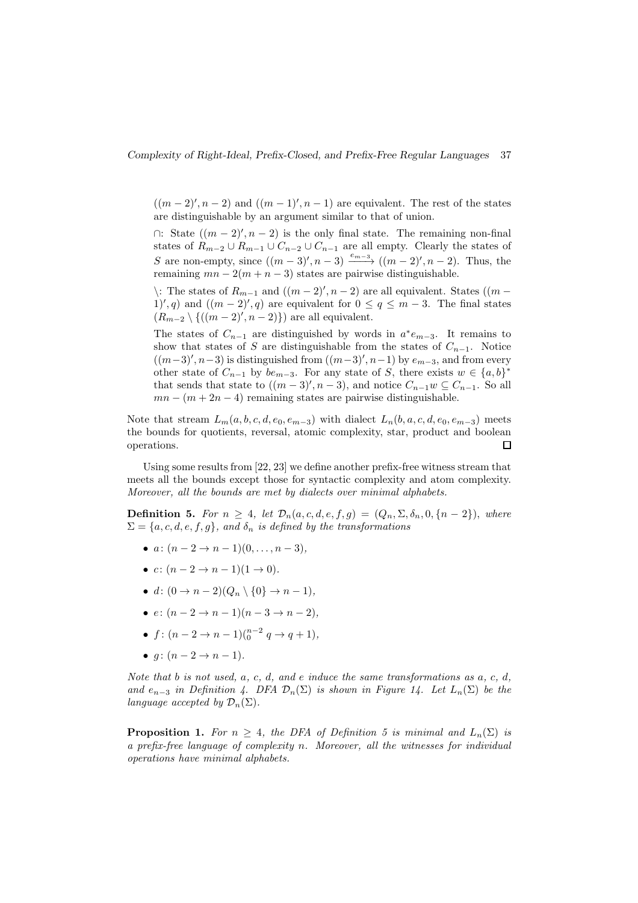$((m-2)', n-2)$ and $((m-1)', n-1)$ are equivalent. The rest of the states are distinguishable by an argument similar to that of union.

$\cap$: State $((m-2)', n-2)$ is the only final state. The remaining non-final states of $R_{m-2} \cup R_{m-1} \cup C_{n-2} \cup C_{n-1}$ are all empty. Clearly the states of $S$ are non-empty, since $((m-3)', n-3) \xrightarrow{e_{m-3}} ((m-2)', n-2)$. Thus, the remaining $mn - 2(m+n-3)$ states are pairwise distinguishable.

$\setminus$: The states of $R_{m-1}$ and $((m-2)', n-2)$ are all equivalent. States $((m-1)', q)$ and $((m-2)', q)$ are equivalent for $0 \le q \le m-3$. The final states $(R_{m-2} \setminus \{((m-2)', n-2)\})$ are all equivalent.

The states of $C_{n-1}$ are distinguished by words in $a^* e_{m-3}$. It remains to show that states of $S$ are distinguishable from the states of $C_{n-1}$. Notice $((m-3)', n-3)$ is distinguished from $((m-3)', n-1)$ by $e_{m-3}$, and from every other state of $C_{n-1}$ by $be_{m-3}$. For any state of $S$, there exists $w \in \{a,b\}^*$ that sends that state to $((m-3)', n-3)$, and notice $C_{n-1}w \subseteq C_{n-1}$. So all $mn - (m+2n-4)$ remaining states are pairwise distinguishable.

Note that stream $L_m(a,b,c,d,e_0,e_{m-3})$ with dialect $L_n(b,a,c,d,e_0,e_{m-3})$ meets the bounds for quotients, reversal, atomic complexity, star, product and boolean operations. □

Using some results from [22, 23] we define another prefix-free witness stream that meets all the bounds except those for syntactic complexity and atom complexity. *Moreover, all the bounds are met by dialects over minimal alphabets.*

**Definition 5.** *For $n \ge 4$, let $\mathcal{D}_n(a,c,d,e,f,g) = (Q_n, \Sigma, \delta_n, 0, \{n-2\})$, where $\Sigma = \{a,c,d,e,f,g\}$, and $\delta_n$ is defined by the transformations*

- $a$: $(n-2 \to n-1)(0, \dots, n-3)$,
- $c$: $(n-2 \to n-1)(1 \to 0)$.
- $d$: $(0 \to n-2)(Q_n \setminus \{0\} \to n-1)$,
- $e$: $(n-2 \to n-1)(n-3 \to n-2)$,
- $f$: $(n-2 \to n-1)({}_0^{n-2}\; q \to q+1)$,
- $g$: $(n-2 \to n-1)$.

*Note that $b$ is not used, $a$, $c$, $d$, and $e$ induce the same transformations as $a$, $c$, $d$, and $e_{n-3}$ in Definition 4. DFA $\mathcal{D}_n(\Sigma)$ is shown in Figure 14. Let $L_n(\Sigma)$ be the language accepted by $\mathcal{D}_n(\Sigma)$.*

**Proposition 1.** *For $n \ge 4$, the DFA of Definition 5 is minimal and $L_n(\Sigma)$ is a prefix-free language of complexity $n$. Moreover, all the witnesses for individual operations have minimal alphabets.*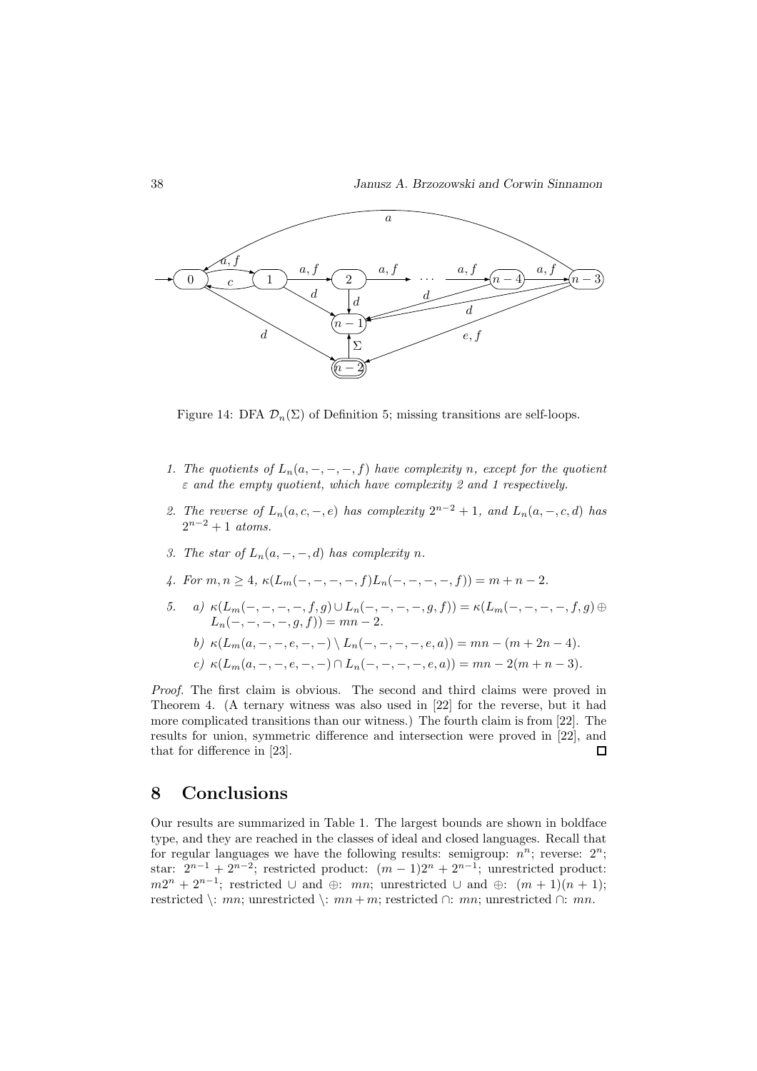Figure 14: DFA $\mathcal{D}_n(\Sigma)$ of Definition 5; missing transitions are self-loops.

1. *The quotients of $L_n(a,-,-,-,f)$ have complexity $n$, except for the quotient $\varepsilon$ and the empty quotient, which have complexity 2 and 1 respectively.*

2. *The reverse of $L_n(a,c,-,e)$ has complexity $2^{n-2}+1$, and $L_n(a,-,c,d)$ has $2^{n-2}+1$ atoms.*

3. *The star of $L_n(a,-,-,d)$ has complexity $n$.*

4. *For $m,n \geq 4$, $\kappa(L_m(-,-,-,-,f)L_n(-,-,-,-,f)) = m+n-2$.*

5. *a) $\kappa(L_m(-,-,-,-,f,g) \cup L_n(-,-,-,-,g,f)) = \kappa(L_m(-,-,-,-,f,g) \oplus L_n(-,-,-,-,g,f)) = mn-2$.*

   *b) $\kappa(L_m(a,-,-,e,-,-) \setminus L_n(-,-,-,-,e,a)) = mn-(m+2n-4)$.*

   *c) $\kappa(L_m(a,-,-,e,-,-) \cap L_n(-,-,-,-,e,a)) = mn-2(m+n-3)$.*

*Proof.* The first claim is obvious. The second and third claims were proved in Theorem 4. (A ternary witness was also used in [22] for the reverse, but it had more complicated transitions than our witness.) The fourth claim is from [22]. The results for union, symmetric difference and intersection were proved in [22], and that for difference in [23]. □

## 8 Conclusions

Our results are summarized in Table 1. The largest bounds are shown in boldface type, and they are reached in the classes of ideal and closed languages. Recall that for regular languages we have the following results: semigroup: $n^n$; reverse: $2^n$; star: $2^{n-1}+2^{n-2}$; restricted product: $(m-1)2^n+2^{n-1}$; unrestricted product: $m2^n+2^{n-1}$; restricted $\cup$ and $\oplus$: $mn$; unrestricted $\cup$ and $\oplus$: $(m+1)(n+1)$; restricted $\setminus$: $mn$; unrestricted $\setminus$: $mn+m$; restricted $\cap$: $mn$; unrestricted $\cap$: $mn$.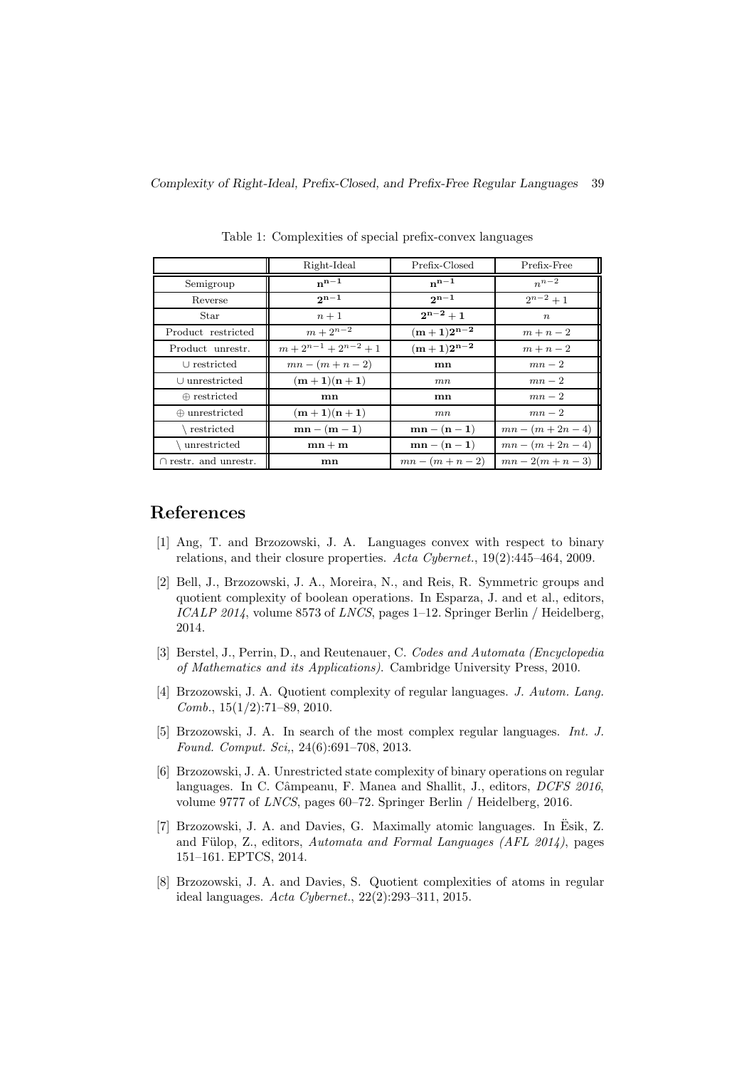Table 1: Complexities of special prefix-convex languages

| | Right-Ideal | Prefix-Closed | Prefix-Free |
|---|---|---|---|
| Semigroup | $\mathbf{n^{n-1}}$ | $\mathbf{n^{n-1}}$ | $n^{n-2}$ |
| Reverse | $\mathbf{2^{n-1}}$ | $\mathbf{2^{n-1}}$ | $2^{n-2}+1$ |
| Star | $n+1$ | $\mathbf{2^{n-2}+1}$ | $n$ |
| Product restricted | $m+2^{n-2}$ | $\mathbf{(m+1)2^{n-2}}$ | $m+n-2$ |
| Product unrestr. | $m+2^{n-1}+2^{n-2}+1$ | $\mathbf{(m+1)2^{n-2}}$ | $m+n-2$ |
| $\cup$ restricted | $mn-(m+n-2)$ | $\mathbf{mn}$ | $mn-2$ |
| $\cup$ unrestricted | $\mathbf{(m+1)(n+1)}$ | $mn$ | $mn-2$ |
| $\oplus$ restricted | $\mathbf{mn}$ | $\mathbf{mn}$ | $mn-2$ |
| $\oplus$ unrestricted | $\mathbf{(m+1)(n+1)}$ | $mn$ | $mn-2$ |
| $\setminus$ restricted | $\mathbf{mn-(m-1)}$ | $\mathbf{mn-(n-1)}$ | $mn-(m+2n-4)$ |
| $\setminus$ unrestricted | $\mathbf{mn+m}$ | $\mathbf{mn-(n-1)}$ | $mn-(m+2n-4)$ |
| $\cap$ restr. and unrestr. | $\mathbf{mn}$ | $mn-(m+n-2)$ | $mn-2(m+n-3)$ |

# References

[1] Ang, T. and Brzozowski, J. A. Languages convex with respect to binary relations, and their closure properties. *Acta Cybernet.*, 19(2):445–464, 2009.

[2] Bell, J., Brzozowski, J. A., Moreira, N., and Reis, R. Symmetric groups and quotient complexity of boolean operations. In Esparza, J. and et al., editors, *ICALP 2014*, volume 8573 of *LNCS*, pages 1–12. Springer Berlin / Heidelberg, 2014.

[3] Berstel, J., Perrin, D., and Reutenauer, C. *Codes and Automata (Encyclopedia of Mathematics and its Applications)*. Cambridge University Press, 2010.

[4] Brzozowski, J. A. Quotient complexity of regular languages. *J. Autom. Lang. Comb.*, 15(1/2):71–89, 2010.

[5] Brzozowski, J. A. In search of the most complex regular languages. *Int. J. Found. Comput. Sci*,, 24(6):691–708, 2013.

[6] Brzozowski, J. A. Unrestricted state complexity of binary operations on regular languages. In C. Câmpeanu, F. Manea and Shallit, J., editors, *DCFS 2016*, volume 9777 of *LNCS*, pages 60–72. Springer Berlin / Heidelberg, 2016.

[7] Brzozowski, J. A. and Davies, G. Maximally atomic languages. In Ësik, Z. and Fülop, Z., editors, *Automata and Formal Languages (AFL 2014)*, pages 151–161. EPTCS, 2014.

[8] Brzozowski, J. A. and Davies, S. Quotient complexities of atoms in regular ideal languages. *Acta Cybernet.*, 22(2):293–311, 2015.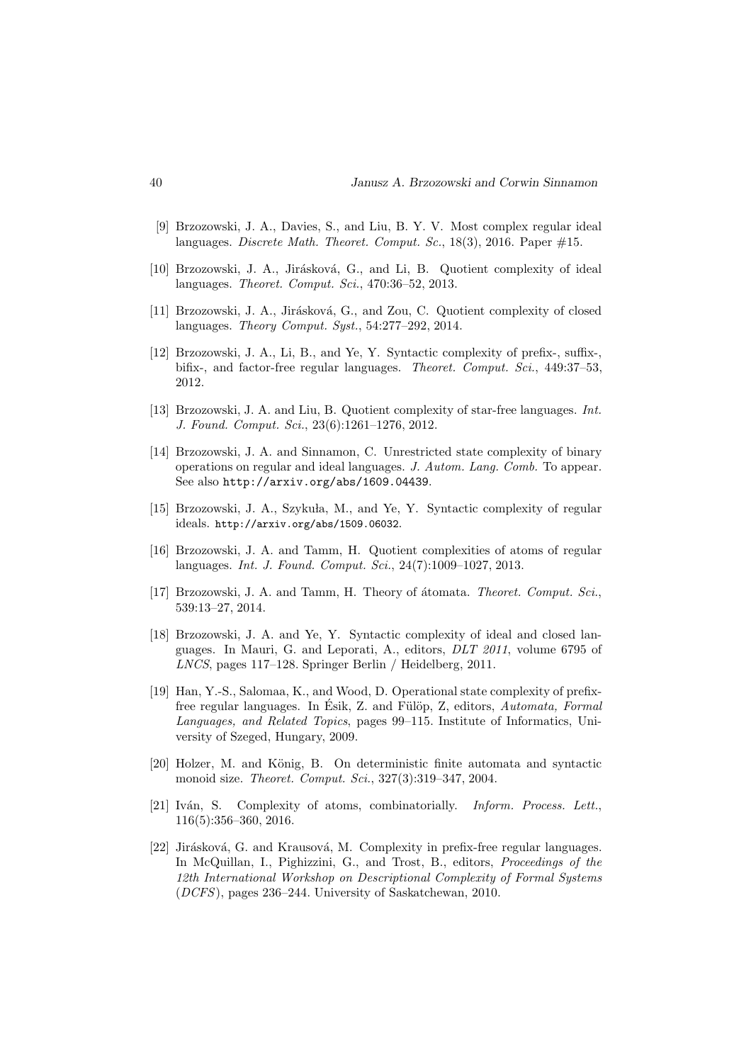[9] Brzozowski, J. A., Davies, S., and Liu, B. Y. V. Most complex regular ideal languages. *Discrete Math. Theoret. Comput. Sc.*, 18(3), 2016. Paper #15.

[10] Brzozowski, J. A., Jirásková, G., and Li, B. Quotient complexity of ideal languages. *Theoret. Comput. Sci.*, 470:36–52, 2013.

[11] Brzozowski, J. A., Jirásková, G., and Zou, C. Quotient complexity of closed languages. *Theory Comput. Syst.*, 54:277–292, 2014.

[12] Brzozowski, J. A., Li, B., and Ye, Y. Syntactic complexity of prefix-, suffix-, bifix-, and factor-free regular languages. *Theoret. Comput. Sci.*, 449:37–53, 2012.

[13] Brzozowski, J. A. and Liu, B. Quotient complexity of star-free languages. *Int. J. Found. Comput. Sci.*, 23(6):1261–1276, 2012.

[14] Brzozowski, J. A. and Sinnamon, C. Unrestricted state complexity of binary operations on regular and ideal languages. *J. Autom. Lang. Comb.* To appear. See also `http://arxiv.org/abs/1609.04439`.

[15] Brzozowski, J. A., Szykuła, M., and Ye, Y. Syntactic complexity of regular ideals. `http://arxiv.org/abs/1509.06032`.

[16] Brzozowski, J. A. and Tamm, H. Quotient complexities of atoms of regular languages. *Int. J. Found. Comput. Sci.*, 24(7):1009–1027, 2013.

[17] Brzozowski, J. A. and Tamm, H. Theory of átomata. *Theoret. Comput. Sci.*, 539:13–27, 2014.

[18] Brzozowski, J. A. and Ye, Y. Syntactic complexity of ideal and closed languages. In Mauri, G. and Leporati, A., editors, *DLT 2011*, volume 6795 of *LNCS*, pages 117–128. Springer Berlin / Heidelberg, 2011.

[19] Han, Y.-S., Salomaa, K., and Wood, D. Operational state complexity of prefix-free regular languages. In Ésik, Z. and Fülöp, Z, editors, *Automata, Formal Languages, and Related Topics*, pages 99–115. Institute of Informatics, University of Szeged, Hungary, 2009.

[20] Holzer, M. and König, B. On deterministic finite automata and syntactic monoid size. *Theoret. Comput. Sci.*, 327(3):319–347, 2004.

[21] Iván, S. Complexity of atoms, combinatorially. *Inform. Process. Lett.*, 116(5):356–360, 2016.

[22] Jirásková, G. and Krausová, M. Complexity in prefix-free regular languages. In McQuillan, I., Pighizzini, G., and Trost, B., editors, *Proceedings of the 12th International Workshop on Descriptional Complexity of Formal Systems* (*DCFS*), pages 236–244. University of Saskatchewan, 2010.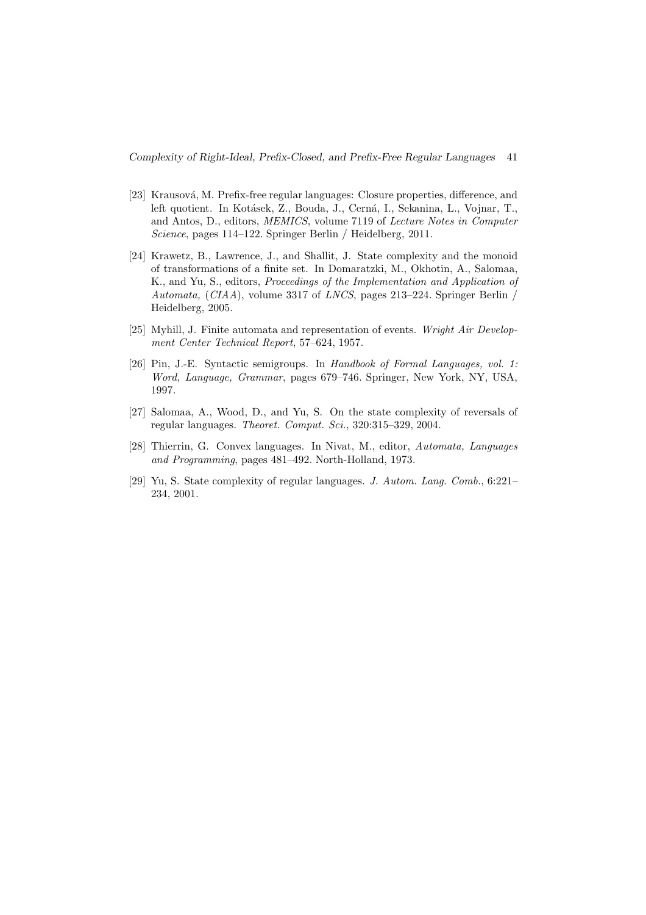[23] Krausová, M. Prefix-free regular languages: Closure properties, difference, and left quotient. In Kotásek, Z., Bouda, J., Cerná, I., Sekanina, L., Vojnar, T., and Antos, D., editors, *MEMICS*, volume 7119 of *Lecture Notes in Computer Science*, pages 114–122. Springer Berlin / Heidelberg, 2011.

[24] Krawetz, B., Lawrence, J., and Shallit, J. State complexity and the monoid of transformations of a finite set. In Domaratzki, M., Okhotin, A., Salomaa, K., and Yu, S., editors, *Proceedings of the Implementation and Application of Automata,* (*CIAA*), volume 3317 of *LNCS*, pages 213–224. Springer Berlin / Heidelberg, 2005.

[25] Myhill, J. Finite automata and representation of events. *Wright Air Development Center Technical Report*, 57–624, 1957.

[26] Pin, J.-E. Syntactic semigroups. In *Handbook of Formal Languages, vol. 1: Word, Language, Grammar*, pages 679–746. Springer, New York, NY, USA, 1997.

[27] Salomaa, A., Wood, D., and Yu, S. On the state complexity of reversals of regular languages. *Theoret. Comput. Sci.*, 320:315–329, 2004.

[28] Thierrin, G. Convex languages. In Nivat, M., editor, *Automata, Languages and Programming*, pages 481–492. North-Holland, 1973.

[29] Yu, S. State complexity of regular languages. *J. Autom. Lang. Comb.*, 6:221–234, 2001.